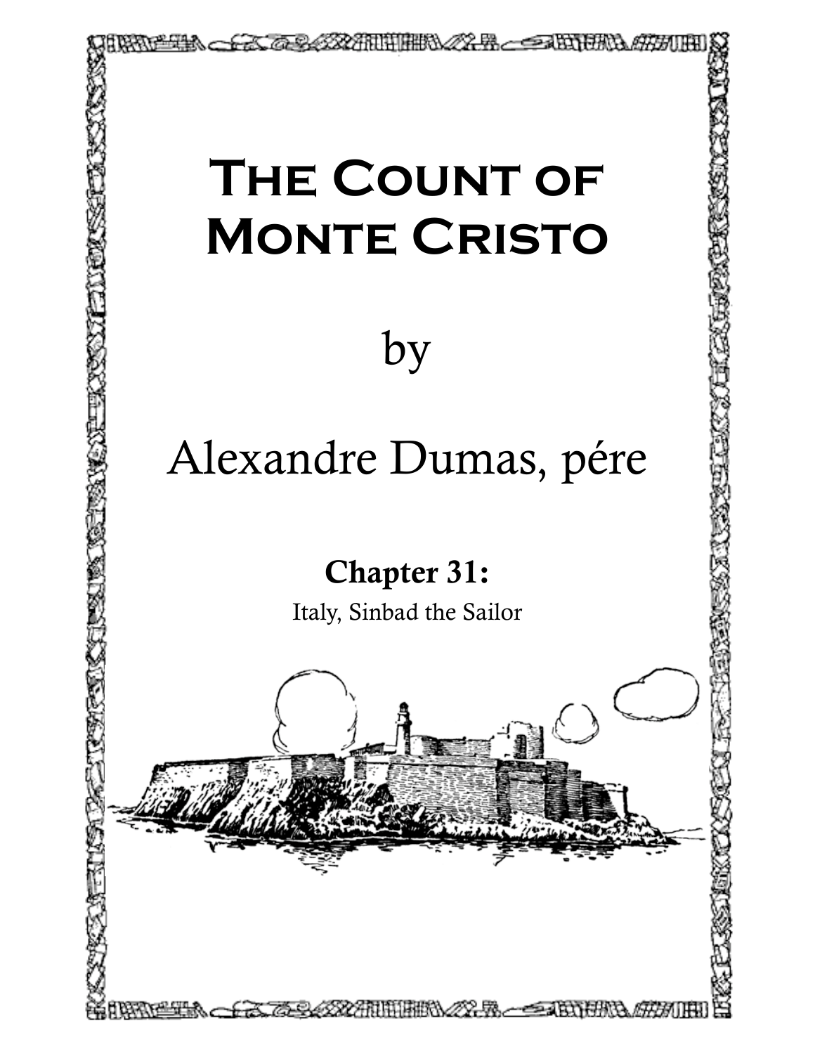# The Count of Monte Cristo

by

Alexandre Dumas, pére

## Chapter 31:

Italy, Sinbad the Sailor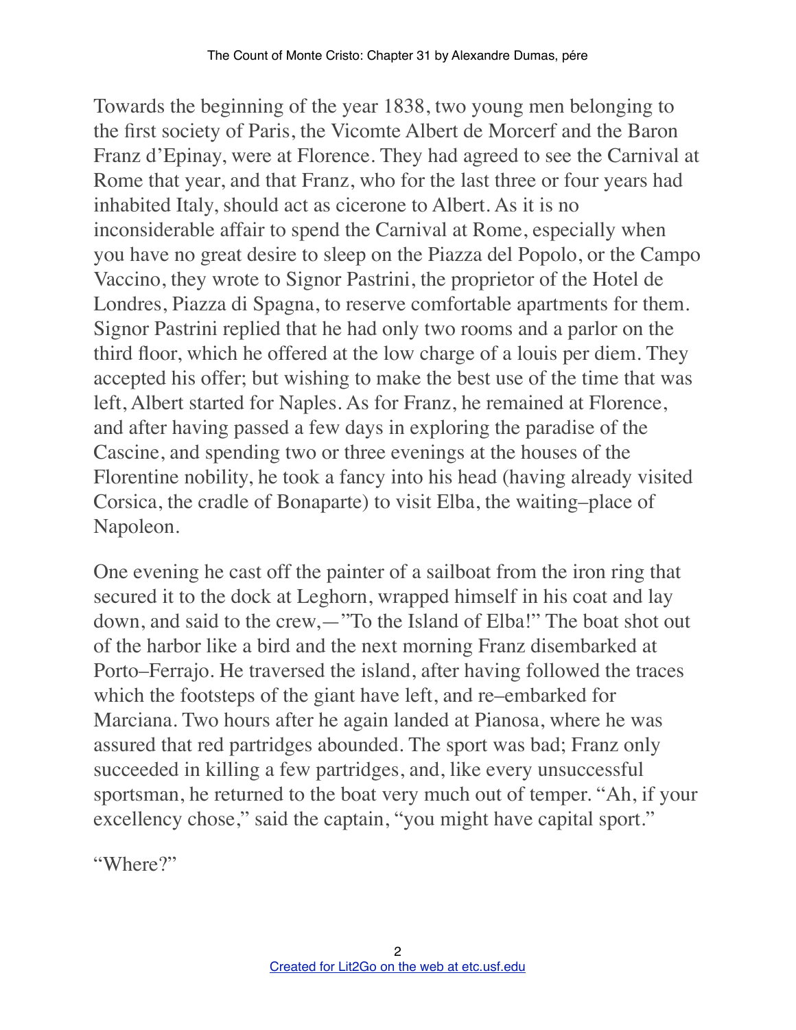Towards the beginning of the year 1838, two young men belonging to the first society of Paris, the Vicomte Albert de Morcerf and the Baron Franz d'Epinay, were at Florence. They had agreed to see the Carnival at Rome that year, and that Franz, who for the last three or four years had inhabited Italy, should act as cicerone to Albert. As it is no inconsiderable affair to spend the Carnival at Rome, especially when you have no great desire to sleep on the Piazza del Popolo, or the Campo Vaccino, they wrote to Signor Pastrini, the proprietor of the Hotel de Londres, Piazza di Spagna, to reserve comfortable apartments for them. Signor Pastrini replied that he had only two rooms and a parlor on the third floor, which he offered at the low charge of a louis per diem. They accepted his offer; but wishing to make the best use of the time that was left, Albert started for Naples. As for Franz, he remained at Florence, and after having passed a few days in exploring the paradise of the Cascine, and spending two or three evenings at the houses of the Florentine nobility, he took a fancy into his head (having already visited Corsica, the cradle of Bonaparte) to visit Elba, the waiting–place of Napoleon.

One evening he cast off the painter of a sailboat from the iron ring that secured it to the dock at Leghorn, wrapped himself in his coat and lay down, and said to the crew,—"To the Island of Elba!" The boat shot out of the harbor like a bird and the next morning Franz disembarked at Porto–Ferrajo. He traversed the island, after having followed the traces which the footsteps of the giant have left, and re–embarked for Marciana. Two hours after he again landed at Pianosa, where he was assured that red partridges abounded. The sport was bad; Franz only succeeded in killing a few partridges, and, like every unsuccessful sportsman, he returned to the boat very much out of temper. "Ah, if your excellency chose," said the captain, "you might have capital sport."

"Where?"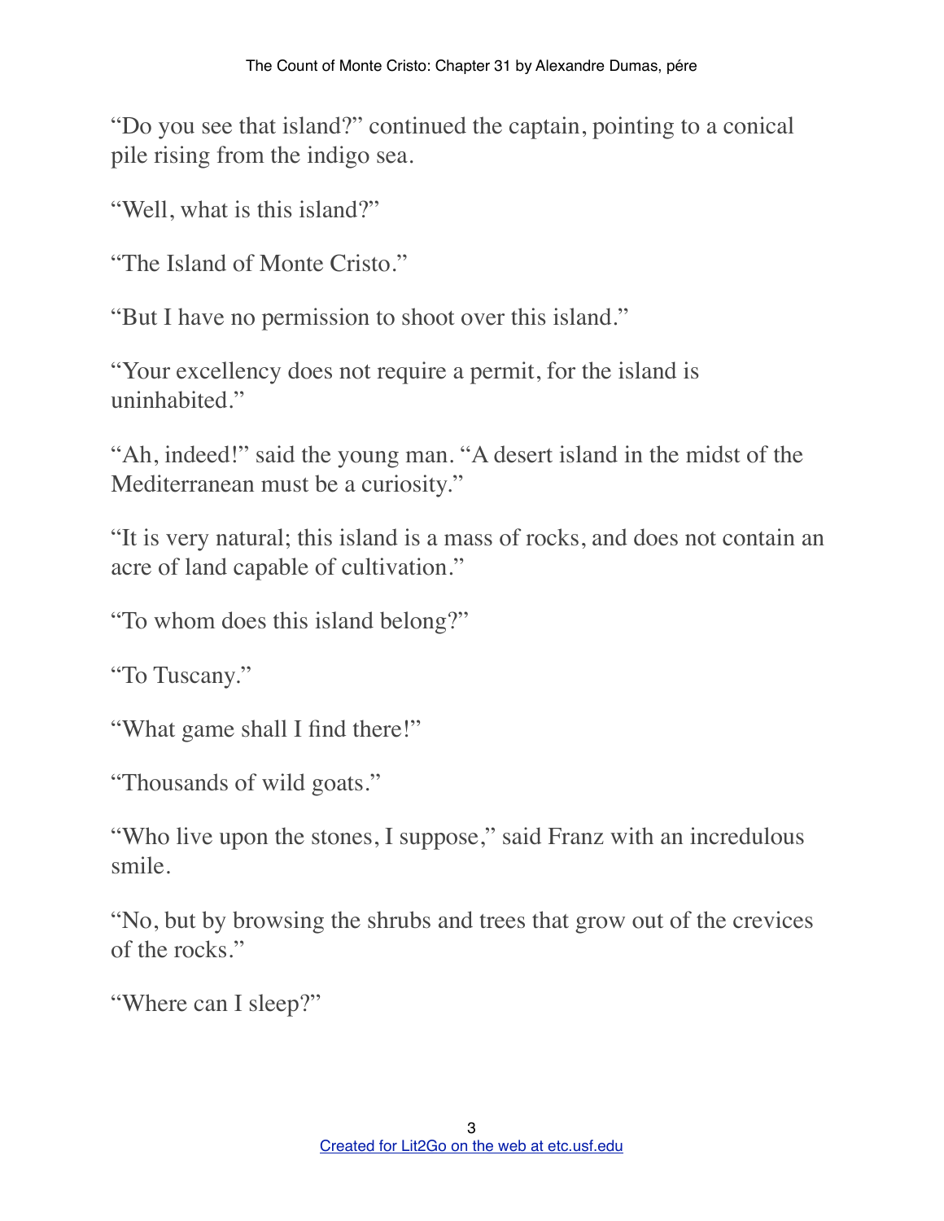“Do you see that island?” continued the captain, pointing to a conical pile rising from the indigo sea.

“Well, what is this island?”

“The Island of Monte Cristo.”

“But I have no permission to shoot over this island.”

“Your excellency does not require a permit, for the island is uninhabited.”

“Ah, indeed!” said the young man. “A desert island in the midst of the Mediterranean must be a curiosity.”

“It is very natural; this island is a mass of rocks, and does not contain an acre of land capable of cultivation.”

“To whom does this island belong?”

“To Tuscany.”

“What game shall I find there!”

“Thousands of wild goats.”

“Who live upon the stones, I suppose,” said Franz with an incredulous smile.

“No, but by browsing the shrubs and trees that grow out of the crevices of the rocks.”

“Where can I sleep?”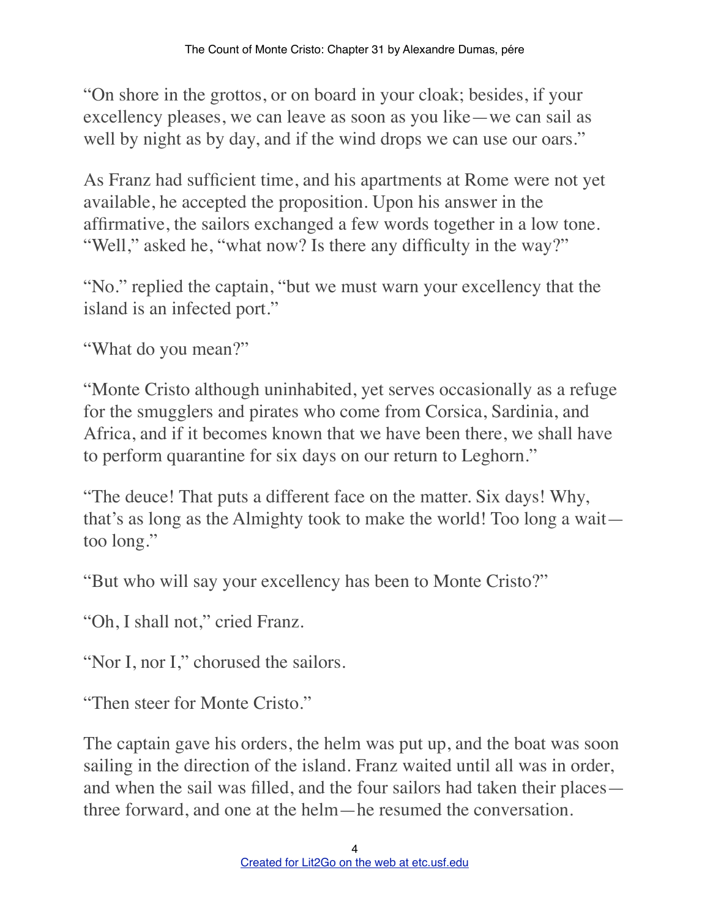"On shore in the grottos, or on board in your cloak; besides, if your excellency pleases, we can leave as soon as you like—we can sail as well by night as by day, and if the wind drops we can use our oars."

As Franz had sufficient time, and his apartments at Rome were not yet available, he accepted the proposition. Upon his answer in the affirmative, the sailors exchanged a few words together in a low tone. "Well," asked he, "what now? Is there any difficulty in the way?"

"No." replied the captain, "but we must warn your excellency that the island is an infected port."

"What do you mean?"

"Monte Cristo although uninhabited, yet serves occasionally as a refuge for the smugglers and pirates who come from Corsica, Sardinia, and Africa, and if it becomes known that we have been there, we shall have to perform quarantine for six days on our return to Leghorn."

"The deuce! That puts a different face on the matter. Six days! Why, that's as long as the Almighty took to make the world! Too long a wait—too long."

"But who will say your excellency has been to Monte Cristo?"

"Oh, I shall not," cried Franz.

"Nor I, nor I," chorused the sailors.

"Then steer for Monte Cristo."

The captain gave his orders, the helm was put up, and the boat was soon sailing in the direction of the island. Franz waited until all was in order, and when the sail was filled, and the four sailors had taken their places—three forward, and one at the helm—he resumed the conversation.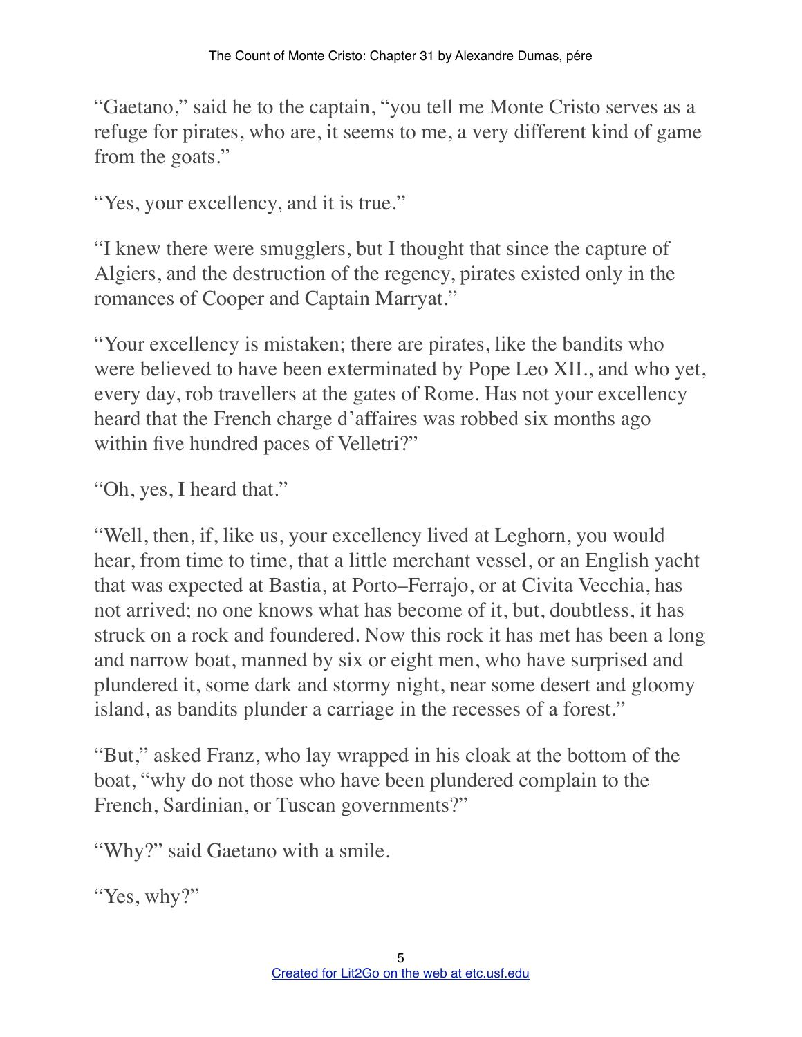"Gaetano," said he to the captain, "you tell me Monte Cristo serves as a refuge for pirates, who are, it seems to me, a very different kind of game from the goats."

"Yes, your excellency, and it is true."

"I knew there were smugglers, but I thought that since the capture of Algiers, and the destruction of the regency, pirates existed only in the romances of Cooper and Captain Marryat."

"Your excellency is mistaken; there are pirates, like the bandits who were believed to have been exterminated by Pope Leo XII., and who yet, every day, rob travellers at the gates of Rome. Has not your excellency heard that the French charge d'affaires was robbed six months ago within five hundred paces of Velletri?"

"Oh, yes, I heard that."

"Well, then, if, like us, your excellency lived at Leghorn, you would hear, from time to time, that a little merchant vessel, or an English yacht that was expected at Bastia, at Porto–Ferrajo, or at Civita Vecchia, has not arrived; no one knows what has become of it, but, doubtless, it has struck on a rock and foundered. Now this rock it has met has been a long and narrow boat, manned by six or eight men, who have surprised and plundered it, some dark and stormy night, near some desert and gloomy island, as bandits plunder a carriage in the recesses of a forest."

"But," asked Franz, who lay wrapped in his cloak at the bottom of the boat, "why do not those who have been plundered complain to the French, Sardinian, or Tuscan governments?"

"Why?" said Gaetano with a smile.

"Yes, why?"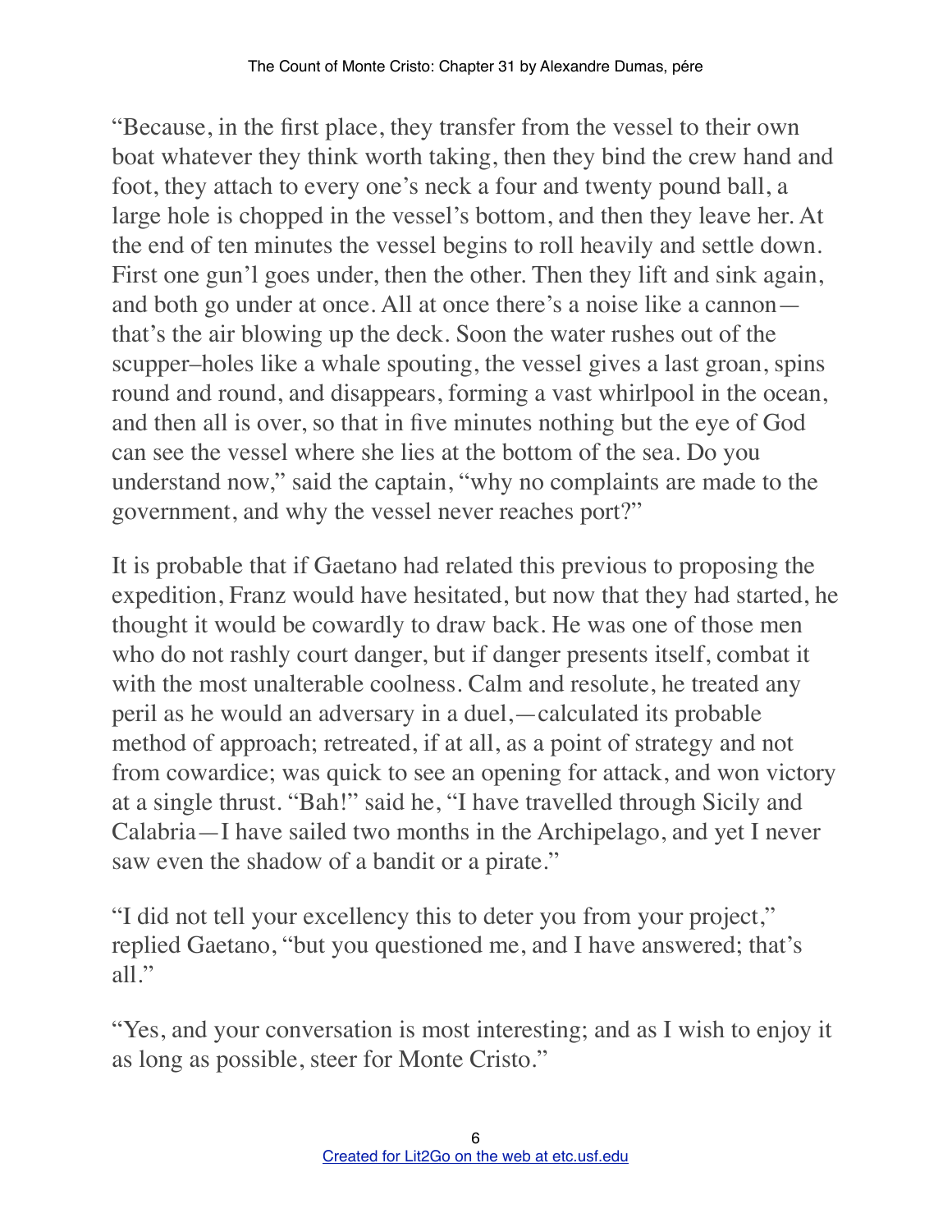"Because, in the first place, they transfer from the vessel to their own boat whatever they think worth taking, then they bind the crew hand and foot, they attach to every one's neck a four and twenty pound ball, a large hole is chopped in the vessel's bottom, and then they leave her. At the end of ten minutes the vessel begins to roll heavily and settle down. First one gun'l goes under, then the other. Then they lift and sink again, and both go under at once. All at once there's a noise like a cannon—that's the air blowing up the deck. Soon the water rushes out of the scupper–holes like a whale spouting, the vessel gives a last groan, spins round and round, and disappears, forming a vast whirlpool in the ocean, and then all is over, so that in five minutes nothing but the eye of God can see the vessel where she lies at the bottom of the sea. Do you understand now," said the captain, "why no complaints are made to the government, and why the vessel never reaches port?"

It is probable that if Gaetano had related this previous to proposing the expedition, Franz would have hesitated, but now that they had started, he thought it would be cowardly to draw back. He was one of those men who do not rashly court danger, but if danger presents itself, combat it with the most unalterable coolness. Calm and resolute, he treated any peril as he would an adversary in a duel,—calculated its probable method of approach; retreated, if at all, as a point of strategy and not from cowardice; was quick to see an opening for attack, and won victory at a single thrust. "Bah!" said he, "I have travelled through Sicily and Calabria—I have sailed two months in the Archipelago, and yet I never saw even the shadow of a bandit or a pirate."

"I did not tell your excellency this to deter you from your project," replied Gaetano, "but you questioned me, and I have answered; that's all."

"Yes, and your conversation is most interesting; and as I wish to enjoy it as long as possible, steer for Monte Cristo."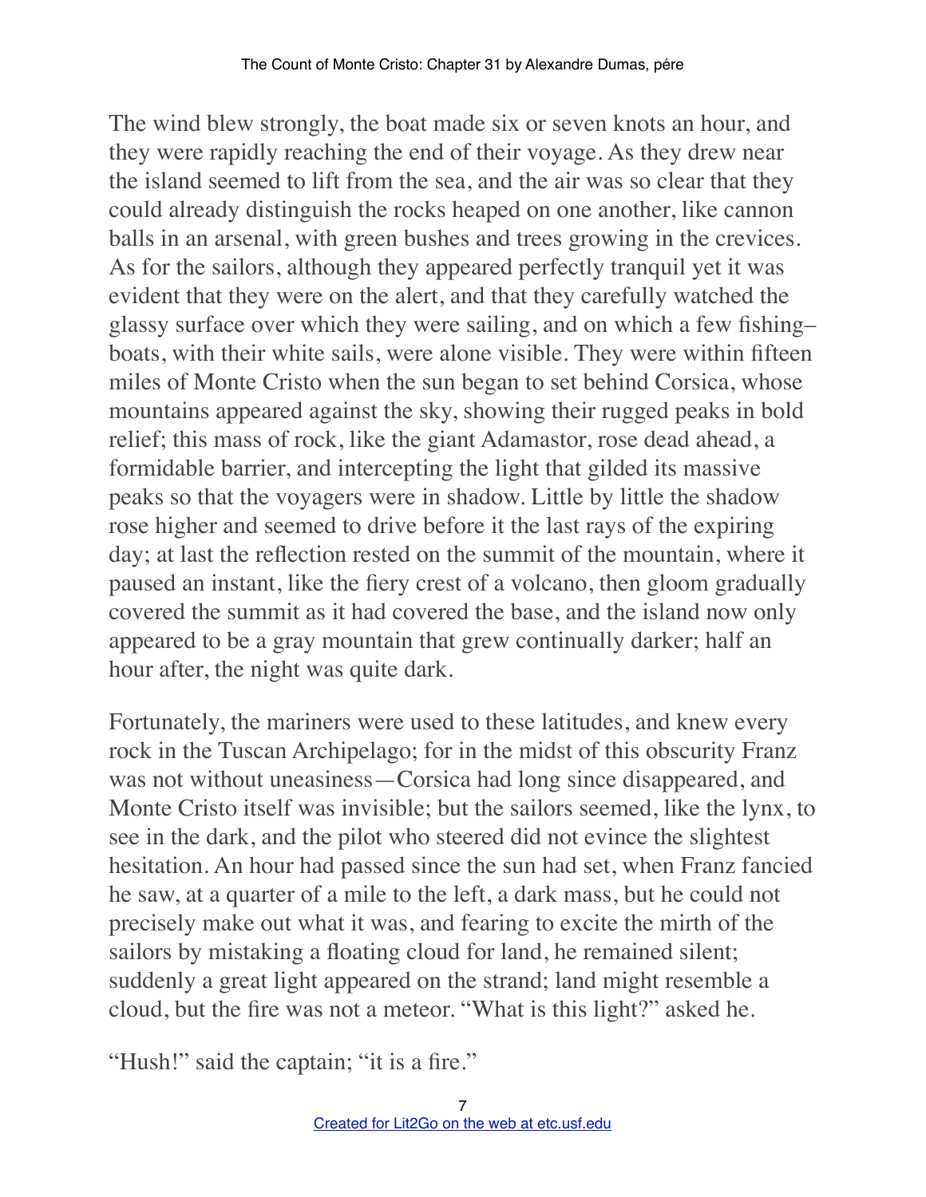The wind blew strongly, the boat made six or seven knots an hour, and they were rapidly reaching the end of their voyage. As they drew near the island seemed to lift from the sea, and the air was so clear that they could already distinguish the rocks heaped on one another, like cannon balls in an arsenal, with green bushes and trees growing in the crevices. As for the sailors, although they appeared perfectly tranquil yet it was evident that they were on the alert, and that they carefully watched the glassy surface over which they were sailing, and on which a few fishing–boats, with their white sails, were alone visible. They were within fifteen miles of Monte Cristo when the sun began to set behind Corsica, whose mountains appeared against the sky, showing their rugged peaks in bold relief; this mass of rock, like the giant Adamastor, rose dead ahead, a formidable barrier, and intercepting the light that gilded its massive peaks so that the voyagers were in shadow. Little by little the shadow rose higher and seemed to drive before it the last rays of the expiring day; at last the reflection rested on the summit of the mountain, where it paused an instant, like the fiery crest of a volcano, then gloom gradually covered the summit as it had covered the base, and the island now only appeared to be a gray mountain that grew continually darker; half an hour after, the night was quite dark.

Fortunately, the mariners were used to these latitudes, and knew every rock in the Tuscan Archipelago; for in the midst of this obscurity Franz was not without uneasiness—Corsica had long since disappeared, and Monte Cristo itself was invisible; but the sailors seemed, like the lynx, to see in the dark, and the pilot who steered did not evince the slightest hesitation. An hour had passed since the sun had set, when Franz fancied he saw, at a quarter of a mile to the left, a dark mass, but he could not precisely make out what it was, and fearing to excite the mirth of the sailors by mistaking a floating cloud for land, he remained silent; suddenly a great light appeared on the strand; land might resemble a cloud, but the fire was not a meteor. "What is this light?" asked he.

"Hush!" said the captain; "it is a fire."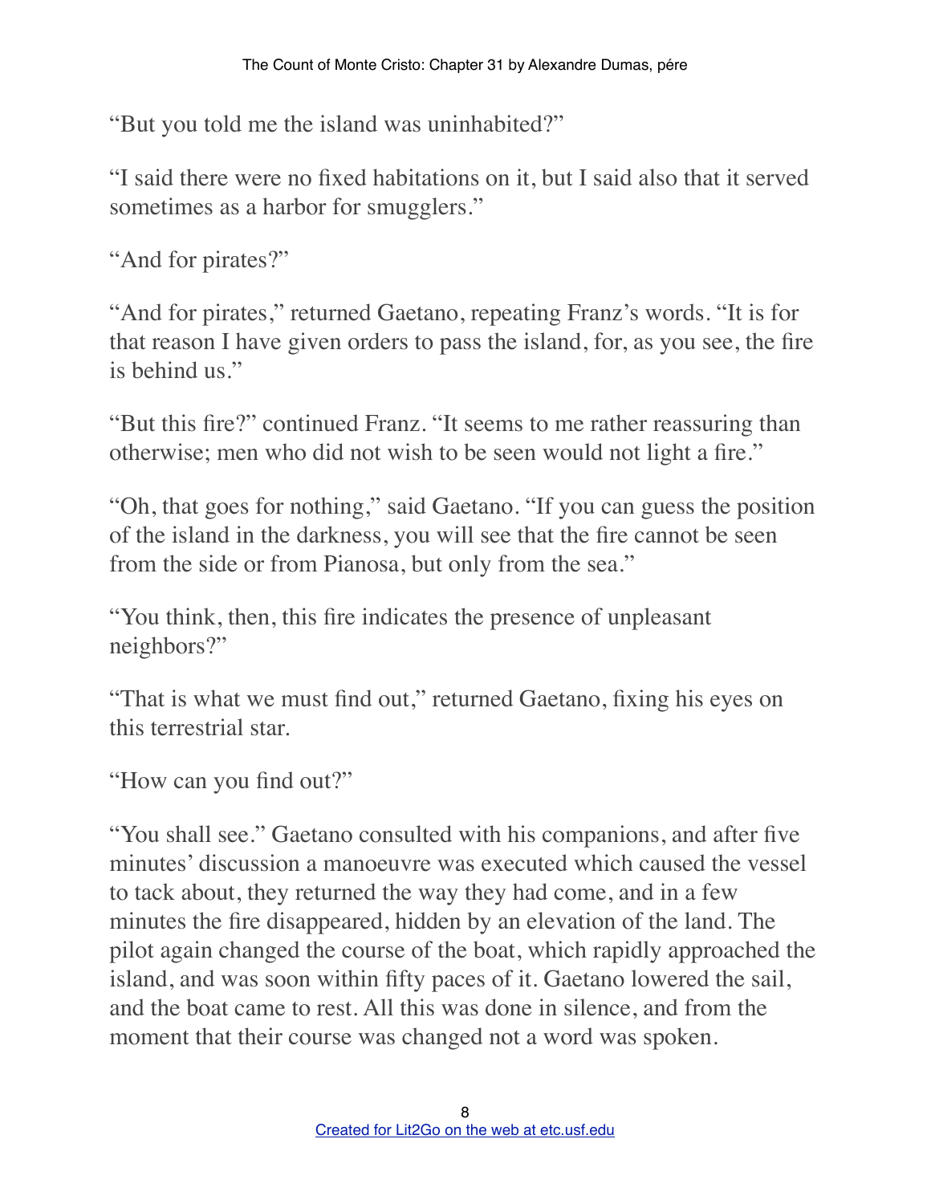"But you told me the island was uninhabited?"

"I said there were no fixed habitations on it, but I said also that it served sometimes as a harbor for smugglers."

"And for pirates?"

"And for pirates," returned Gaetano, repeating Franz's words. "It is for that reason I have given orders to pass the island, for, as you see, the fire is behind us."

"But this fire?" continued Franz. "It seems to me rather reassuring than otherwise; men who did not wish to be seen would not light a fire."

"Oh, that goes for nothing," said Gaetano. "If you can guess the position of the island in the darkness, you will see that the fire cannot be seen from the side or from Pianosa, but only from the sea."

"You think, then, this fire indicates the presence of unpleasant neighbors?"

"That is what we must find out," returned Gaetano, fixing his eyes on this terrestrial star.

"How can you find out?"

"You shall see." Gaetano consulted with his companions, and after five minutes' discussion a manoeuvre was executed which caused the vessel to tack about, they returned the way they had come, and in a few minutes the fire disappeared, hidden by an elevation of the land. The pilot again changed the course of the boat, which rapidly approached the island, and was soon within fifty paces of it. Gaetano lowered the sail, and the boat came to rest. All this was done in silence, and from the moment that their course was changed not a word was spoken.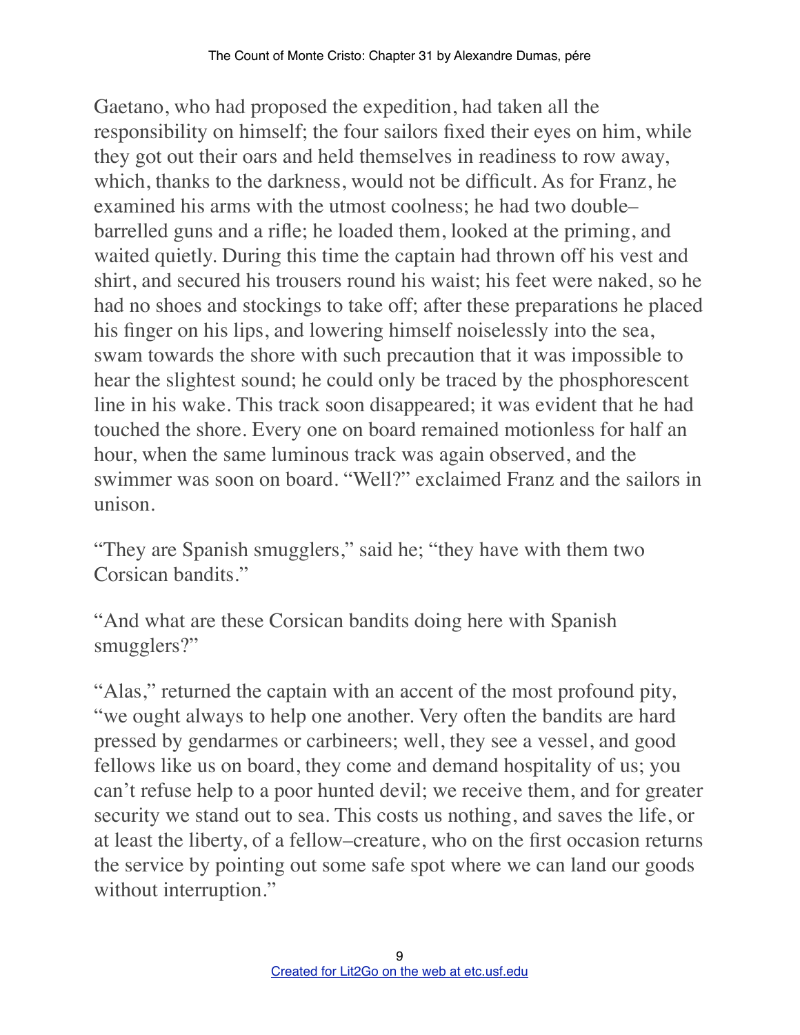Gaetano, who had proposed the expedition, had taken all the responsibility on himself; the four sailors fixed their eyes on him, while they got out their oars and held themselves in readiness to row away, which, thanks to the darkness, would not be difficult. As for Franz, he examined his arms with the utmost coolness; he had two double–barrelled guns and a rifle; he loaded them, looked at the priming, and waited quietly. During this time the captain had thrown off his vest and shirt, and secured his trousers round his waist; his feet were naked, so he had no shoes and stockings to take off; after these preparations he placed his finger on his lips, and lowering himself noiselessly into the sea, swam towards the shore with such precaution that it was impossible to hear the slightest sound; he could only be traced by the phosphorescent line in his wake. This track soon disappeared; it was evident that he had touched the shore. Every one on board remained motionless for half an hour, when the same luminous track was again observed, and the swimmer was soon on board. "Well?" exclaimed Franz and the sailors in unison.

"They are Spanish smugglers," said he; "they have with them two Corsican bandits."

"And what are these Corsican bandits doing here with Spanish smugglers?"

"Alas," returned the captain with an accent of the most profound pity, "we ought always to help one another. Very often the bandits are hard pressed by gendarmes or carbineers; well, they see a vessel, and good fellows like us on board, they come and demand hospitality of us; you can't refuse help to a poor hunted devil; we receive them, and for greater security we stand out to sea. This costs us nothing, and saves the life, or at least the liberty, of a fellow–creature, who on the first occasion returns the service by pointing out some safe spot where we can land our goods without interruption."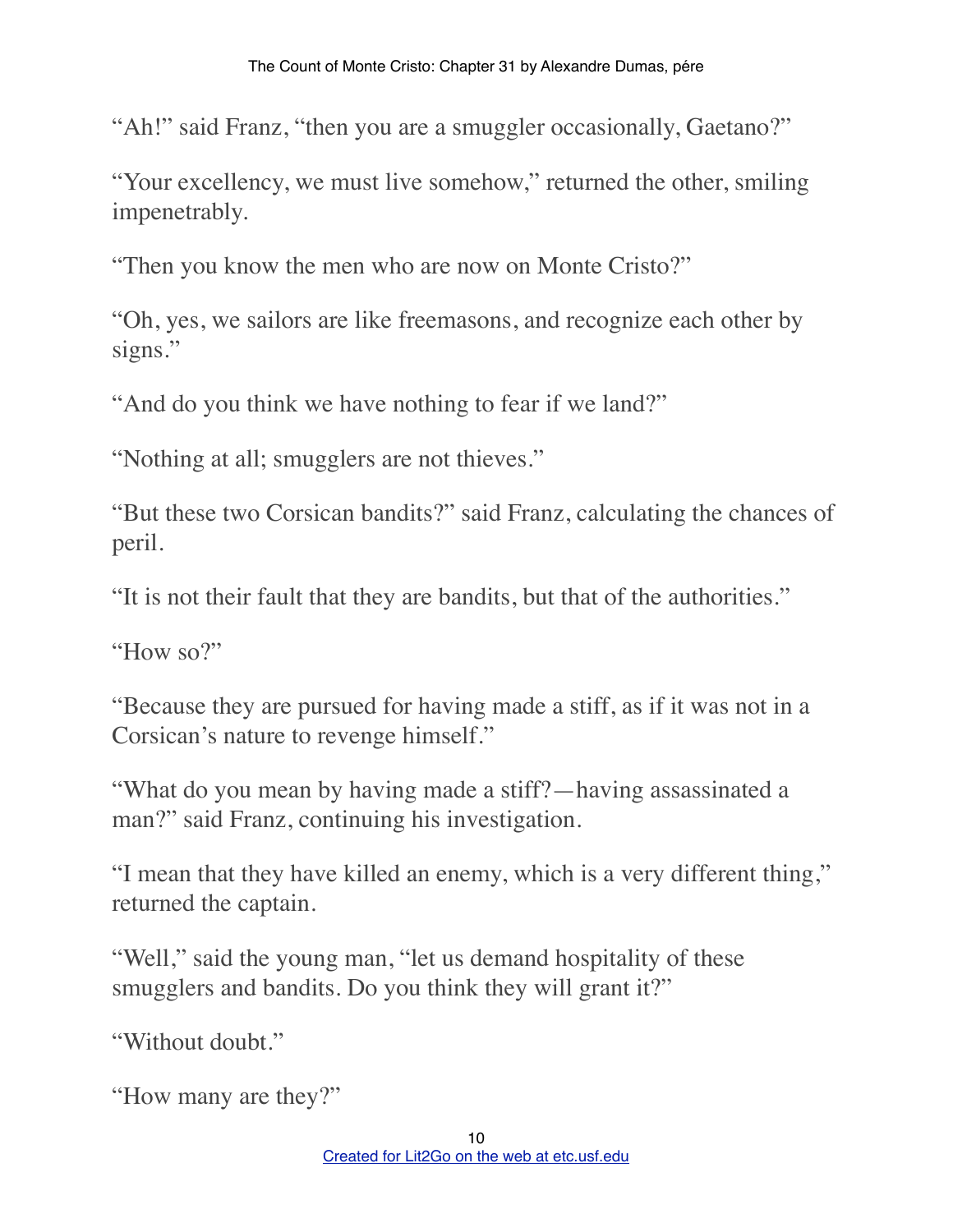"Ah!" said Franz, "then you are a smuggler occasionally, Gaetano?"

"Your excellency, we must live somehow," returned the other, smiling impenetrably.

"Then you know the men who are now on Monte Cristo?"

"Oh, yes, we sailors are like freemasons, and recognize each other by signs."

"And do you think we have nothing to fear if we land?"

"Nothing at all; smugglers are not thieves."

"But these two Corsican bandits?" said Franz, calculating the chances of peril.

"It is not their fault that they are bandits, but that of the authorities."

"How so?"

"Because they are pursued for having made a stiff, as if it was not in a Corsican's nature to revenge himself."

"What do you mean by having made a stiff?—having assassinated a man?" said Franz, continuing his investigation.

"I mean that they have killed an enemy, which is a very different thing," returned the captain.

"Well," said the young man, "let us demand hospitality of these smugglers and bandits. Do you think they will grant it?"

"Without doubt."

"How many are they?"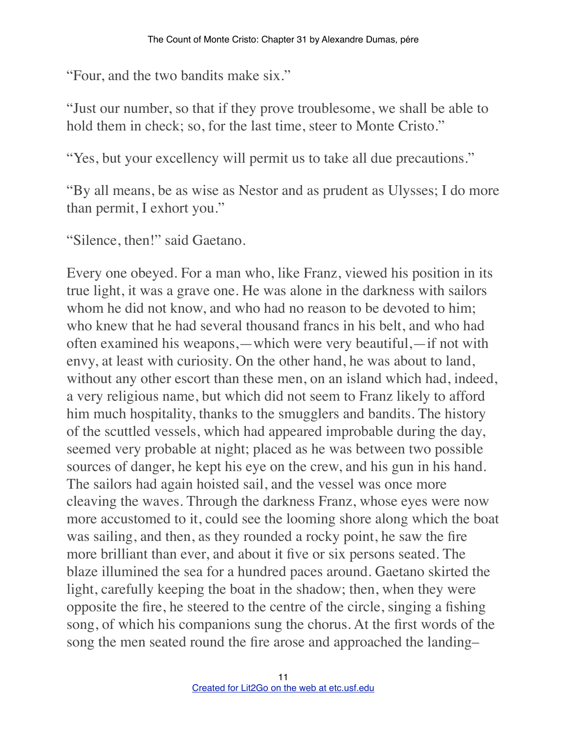"Four, and the two bandits make six."

"Just our number, so that if they prove troublesome, we shall be able to hold them in check; so, for the last time, steer to Monte Cristo."

"Yes, but your excellency will permit us to take all due precautions."

"By all means, be as wise as Nestor and as prudent as Ulysses; I do more than permit, I exhort you."

"Silence, then!" said Gaetano.

Every one obeyed. For a man who, like Franz, viewed his position in its true light, it was a grave one. He was alone in the darkness with sailors whom he did not know, and who had no reason to be devoted to him; who knew that he had several thousand francs in his belt, and who had often examined his weapons,—which were very beautiful,—if not with envy, at least with curiosity. On the other hand, he was about to land, without any other escort than these men, on an island which had, indeed, a very religious name, but which did not seem to Franz likely to afford him much hospitality, thanks to the smugglers and bandits. The history of the scuttled vessels, which had appeared improbable during the day, seemed very probable at night; placed as he was between two possible sources of danger, he kept his eye on the crew, and his gun in his hand. The sailors had again hoisted sail, and the vessel was once more cleaving the waves. Through the darkness Franz, whose eyes were now more accustomed to it, could see the looming shore along which the boat was sailing, and then, as they rounded a rocky point, he saw the fire more brilliant than ever, and about it five or six persons seated. The blaze illumined the sea for a hundred paces around. Gaetano skirted the light, carefully keeping the boat in the shadow; then, when they were opposite the fire, he steered to the centre of the circle, singing a fishing song, of which his companions sung the chorus. At the first words of the song the men seated round the fire arose and approached the landing–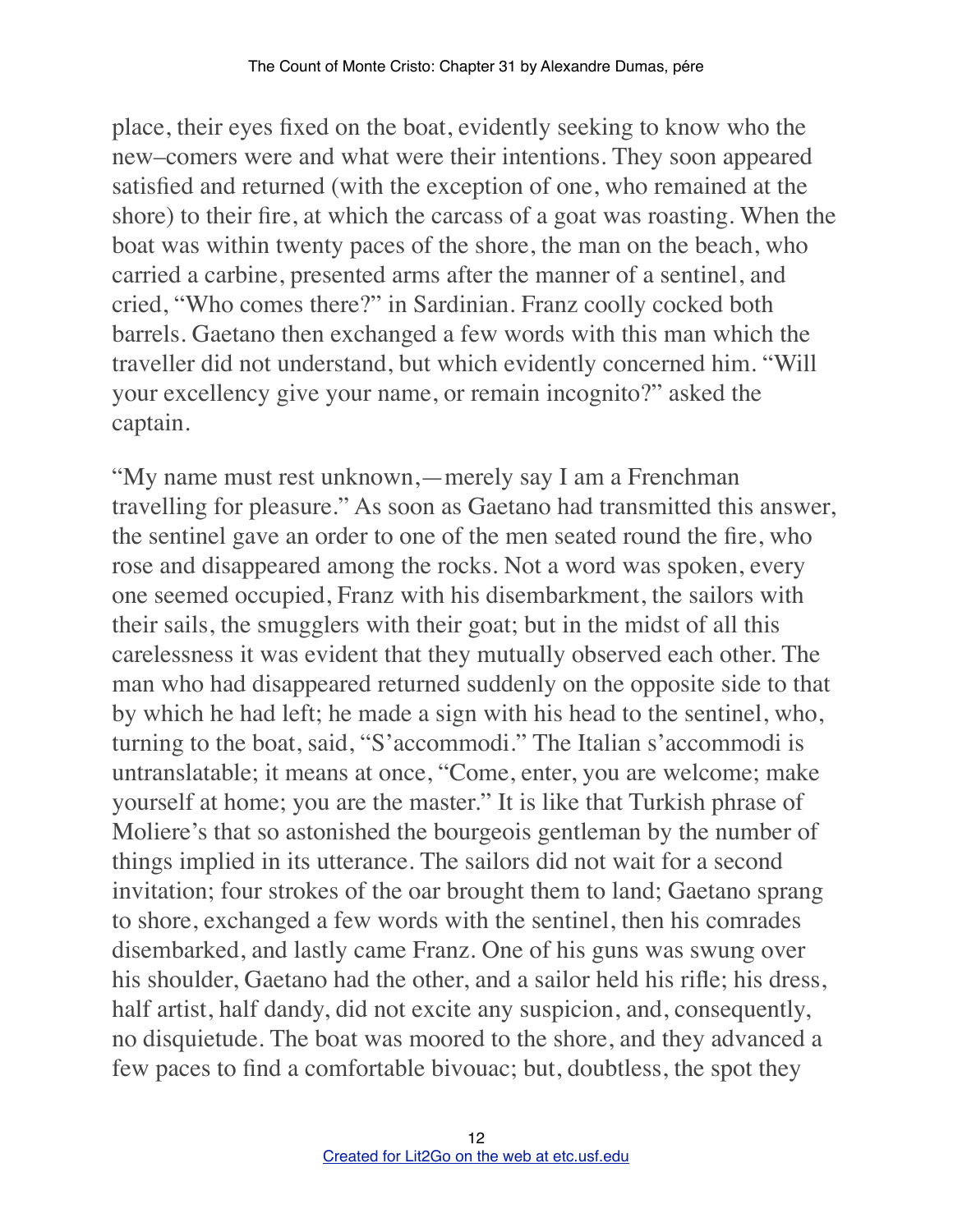place, their eyes fixed on the boat, evidently seeking to know who the new–comers were and what were their intentions. They soon appeared satisfied and returned (with the exception of one, who remained at the shore) to their fire, at which the carcass of a goat was roasting. When the boat was within twenty paces of the shore, the man on the beach, who carried a carbine, presented arms after the manner of a sentinel, and cried, "Who comes there?" in Sardinian. Franz coolly cocked both barrels. Gaetano then exchanged a few words with this man which the traveller did not understand, but which evidently concerned him. "Will your excellency give your name, or remain incognito?" asked the captain.

"My name must rest unknown,—merely say I am a Frenchman travelling for pleasure." As soon as Gaetano had transmitted this answer, the sentinel gave an order to one of the men seated round the fire, who rose and disappeared among the rocks. Not a word was spoken, every one seemed occupied, Franz with his disembarkment, the sailors with their sails, the smugglers with their goat; but in the midst of all this carelessness it was evident that they mutually observed each other. The man who had disappeared returned suddenly on the opposite side to that by which he had left; he made a sign with his head to the sentinel, who, turning to the boat, said, "S'accommodi." The Italian s'accommodi is untranslatable; it means at once, "Come, enter, you are welcome; make yourself at home; you are the master." It is like that Turkish phrase of Moliere's that so astonished the bourgeois gentleman by the number of things implied in its utterance. The sailors did not wait for a second invitation; four strokes of the oar brought them to land; Gaetano sprang to shore, exchanged a few words with the sentinel, then his comrades disembarked, and lastly came Franz. One of his guns was swung over his shoulder, Gaetano had the other, and a sailor held his rifle; his dress, half artist, half dandy, did not excite any suspicion, and, consequently, no disquietude. The boat was moored to the shore, and they advanced a few paces to find a comfortable bivouac; but, doubtless, the spot they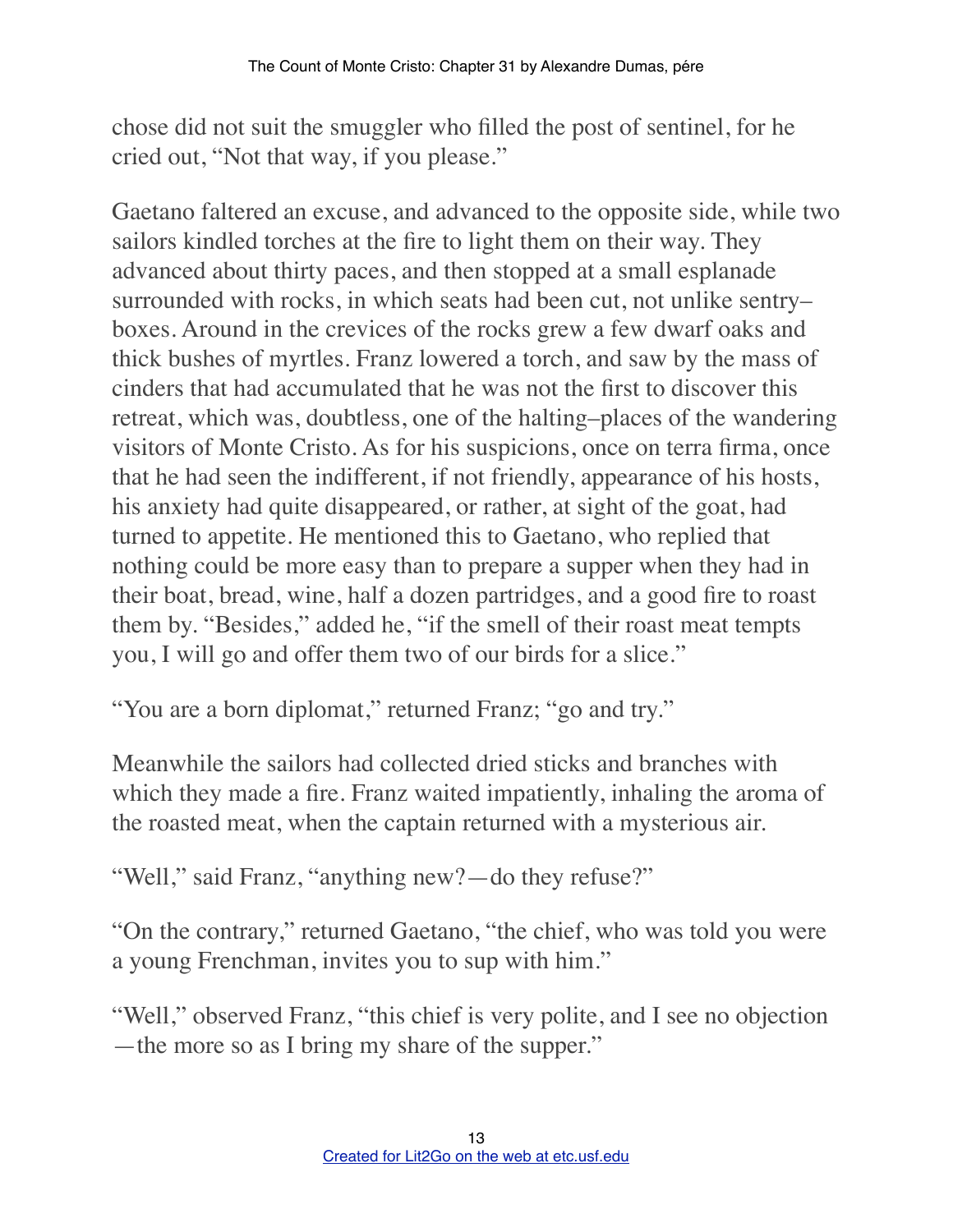chose did not suit the smuggler who filled the post of sentinel, for he cried out, "Not that way, if you please."

Gaetano faltered an excuse, and advanced to the opposite side, while two sailors kindled torches at the fire to light them on their way. They advanced about thirty paces, and then stopped at a small esplanade surrounded with rocks, in which seats had been cut, not unlike sentry–boxes. Around in the crevices of the rocks grew a few dwarf oaks and thick bushes of myrtles. Franz lowered a torch, and saw by the mass of cinders that had accumulated that he was not the first to discover this retreat, which was, doubtless, one of the halting–places of the wandering visitors of Monte Cristo. As for his suspicions, once on terra firma, once that he had seen the indifferent, if not friendly, appearance of his hosts, his anxiety had quite disappeared, or rather, at sight of the goat, had turned to appetite. He mentioned this to Gaetano, who replied that nothing could be more easy than to prepare a supper when they had in their boat, bread, wine, half a dozen partridges, and a good fire to roast them by. "Besides," added he, "if the smell of their roast meat tempts you, I will go and offer them two of our birds for a slice."

"You are a born diplomat," returned Franz; "go and try."

Meanwhile the sailors had collected dried sticks and branches with which they made a fire. Franz waited impatiently, inhaling the aroma of the roasted meat, when the captain returned with a mysterious air.

"Well," said Franz, "anything new?—do they refuse?"

"On the contrary," returned Gaetano, "the chief, who was told you were a young Frenchman, invites you to sup with him."

"Well," observed Franz, "this chief is very polite, and I see no objection—the more so as I bring my share of the supper."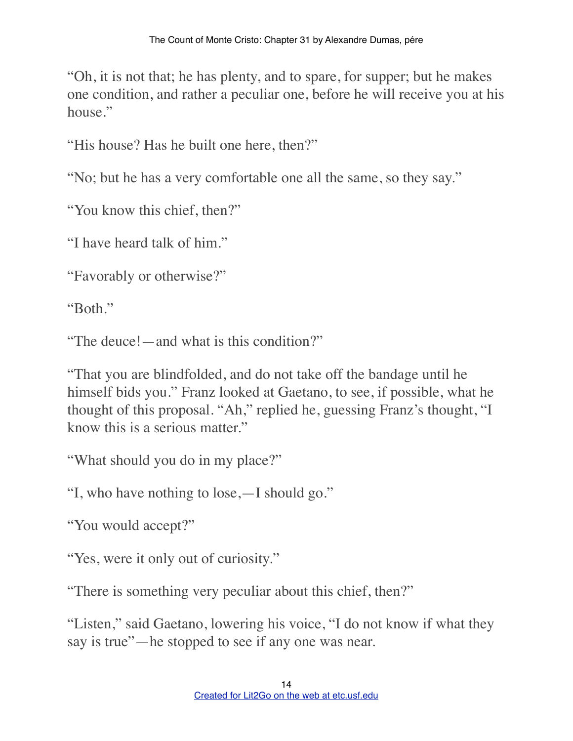"Oh, it is not that; he has plenty, and to spare, for supper; but he makes one condition, and rather a peculiar one, before he will receive you at his house."

"His house? Has he built one here, then?"

"No; but he has a very comfortable one all the same, so they say."

"You know this chief, then?"

"I have heard talk of him."

"Favorably or otherwise?"

"Both."

"The deuce!—and what is this condition?"

"That you are blindfolded, and do not take off the bandage until he himself bids you." Franz looked at Gaetano, to see, if possible, what he thought of this proposal. "Ah," replied he, guessing Franz's thought, "I know this is a serious matter."

"What should you do in my place?"

"I, who have nothing to lose,—I should go."

"You would accept?"

"Yes, were it only out of curiosity."

"There is something very peculiar about this chief, then?"

"Listen," said Gaetano, lowering his voice, "I do not know if what they say is true"—he stopped to see if any one was near.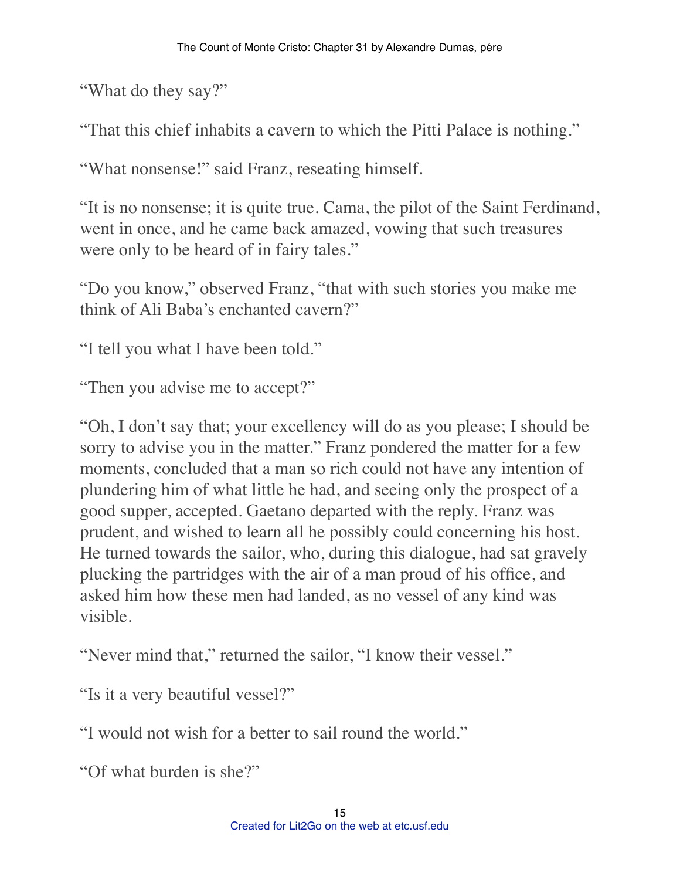"What do they say?"

"That this chief inhabits a cavern to which the Pitti Palace is nothing."

"What nonsense!" said Franz, reseating himself.

"It is no nonsense; it is quite true. Cama, the pilot of the Saint Ferdinand, went in once, and he came back amazed, vowing that such treasures were only to be heard of in fairy tales."

"Do you know," observed Franz, "that with such stories you make me think of Ali Baba's enchanted cavern?"

"I tell you what I have been told."

"Then you advise me to accept?"

"Oh, I don't say that; your excellency will do as you please; I should be sorry to advise you in the matter." Franz pondered the matter for a few moments, concluded that a man so rich could not have any intention of plundering him of what little he had, and seeing only the prospect of a good supper, accepted. Gaetano departed with the reply. Franz was prudent, and wished to learn all he possibly could concerning his host. He turned towards the sailor, who, during this dialogue, had sat gravely plucking the partridges with the air of a man proud of his office, and asked him how these men had landed, as no vessel of any kind was visible.

"Never mind that," returned the sailor, "I know their vessel."

"Is it a very beautiful vessel?"

"I would not wish for a better to sail round the world."

"Of what burden is she?"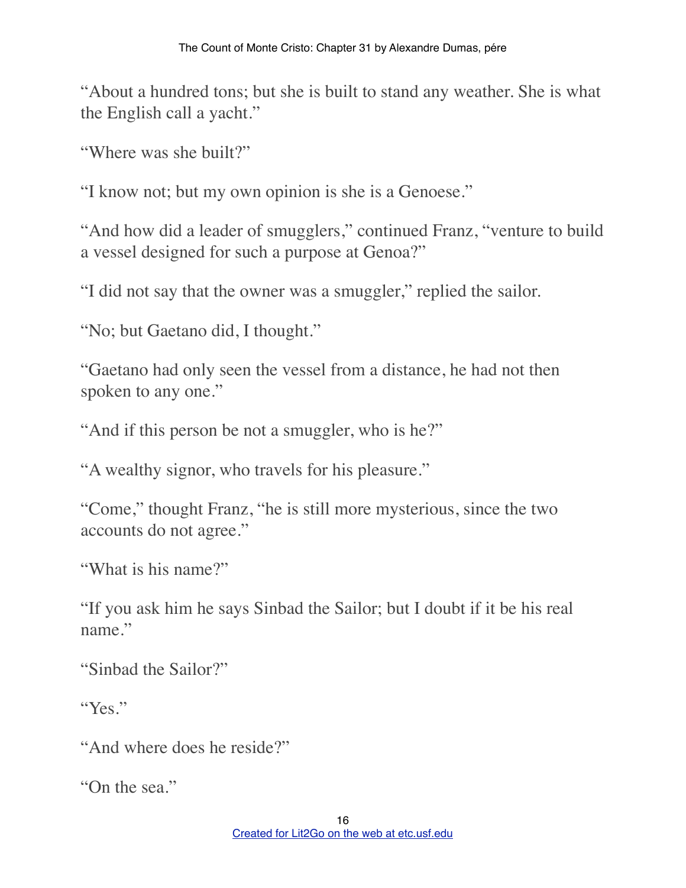"About a hundred tons; but she is built to stand any weather. She is what the English call a yacht."

"Where was she built?"

"I know not; but my own opinion is she is a Genoese."

"And how did a leader of smugglers," continued Franz, "venture to build a vessel designed for such a purpose at Genoa?"

"I did not say that the owner was a smuggler," replied the sailor.

"No; but Gaetano did, I thought."

"Gaetano had only seen the vessel from a distance, he had not then spoken to any one."

"And if this person be not a smuggler, who is he?"

"A wealthy signor, who travels for his pleasure."

"Come," thought Franz, "he is still more mysterious, since the two accounts do not agree."

"What is his name?"

"If you ask him he says Sinbad the Sailor; but I doubt if it be his real name."

"Sinbad the Sailor?"

"Yes."

"And where does he reside?"

"On the sea."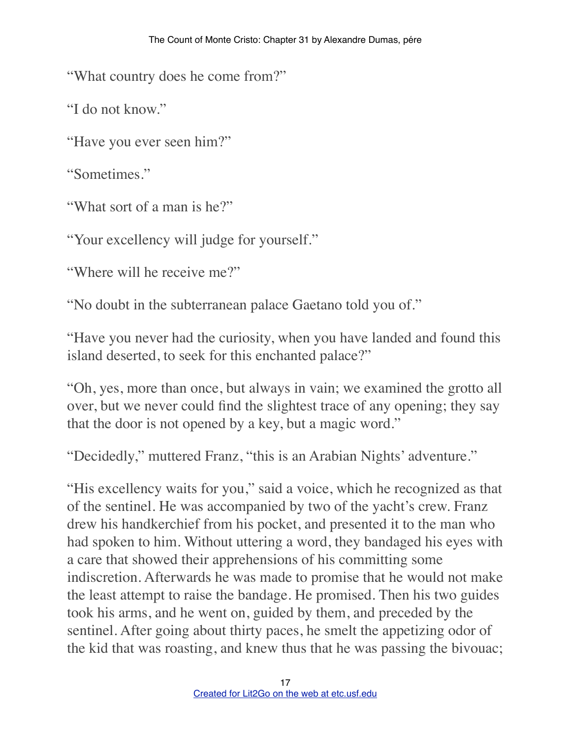"What country does he come from?"

"I do not know."

"Have you ever seen him?"

"Sometimes."

"What sort of a man is he?"

"Your excellency will judge for yourself."

"Where will he receive me?"

"No doubt in the subterranean palace Gaetano told you of."

"Have you never had the curiosity, when you have landed and found this island deserted, to seek for this enchanted palace?"

"Oh, yes, more than once, but always in vain; we examined the grotto all over, but we never could find the slightest trace of any opening; they say that the door is not opened by a key, but a magic word."

"Decidedly," muttered Franz, "this is an Arabian Nights' adventure."

"His excellency waits for you," said a voice, which he recognized as that of the sentinel. He was accompanied by two of the yacht's crew. Franz drew his handkerchief from his pocket, and presented it to the man who had spoken to him. Without uttering a word, they bandaged his eyes with a care that showed their apprehensions of his committing some indiscretion. Afterwards he was made to promise that he would not make the least attempt to raise the bandage. He promised. Then his two guides took his arms, and he went on, guided by them, and preceded by the sentinel. After going about thirty paces, he smelt the appetizing odor of the kid that was roasting, and knew thus that he was passing the bivouac;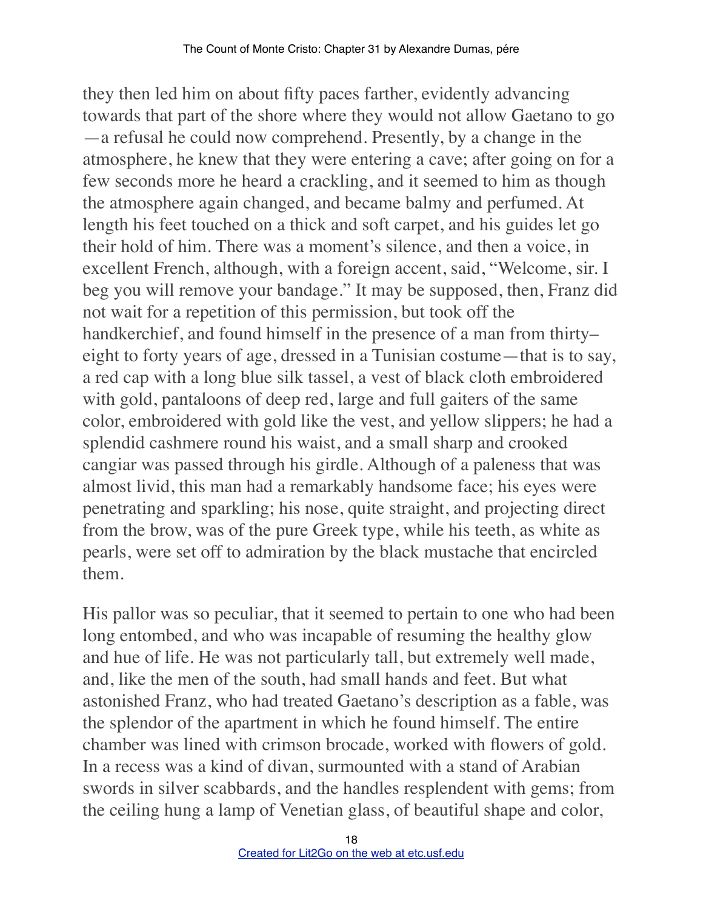they then led him on about fifty paces farther, evidently advancing towards that part of the shore where they would not allow Gaetano to go—a refusal he could now comprehend. Presently, by a change in the atmosphere, he knew that they were entering a cave; after going on for a few seconds more he heard a crackling, and it seemed to him as though the atmosphere again changed, and became balmy and perfumed. At length his feet touched on a thick and soft carpet, and his guides let go their hold of him. There was a moment's silence, and then a voice, in excellent French, although, with a foreign accent, said, "Welcome, sir. I beg you will remove your bandage." It may be supposed, then, Franz did not wait for a repetition of this permission, but took off the handkerchief, and found himself in the presence of a man from thirty–eight to forty years of age, dressed in a Tunisian costume—that is to say, a red cap with a long blue silk tassel, a vest of black cloth embroidered with gold, pantaloons of deep red, large and full gaiters of the same color, embroidered with gold like the vest, and yellow slippers; he had a splendid cashmere round his waist, and a small sharp and crooked cangiar was passed through his girdle. Although of a paleness that was almost livid, this man had a remarkably handsome face; his eyes were penetrating and sparkling; his nose, quite straight, and projecting direct from the brow, was of the pure Greek type, while his teeth, as white as pearls, were set off to admiration by the black mustache that encircled them.

His pallor was so peculiar, that it seemed to pertain to one who had been long entombed, and who was incapable of resuming the healthy glow and hue of life. He was not particularly tall, but extremely well made, and, like the men of the south, had small hands and feet. But what astonished Franz, who had treated Gaetano's description as a fable, was the splendor of the apartment in which he found himself. The entire chamber was lined with crimson brocade, worked with flowers of gold. In a recess was a kind of divan, surmounted with a stand of Arabian swords in silver scabbards, and the handles resplendent with gems; from the ceiling hung a lamp of Venetian glass, of beautiful shape and color,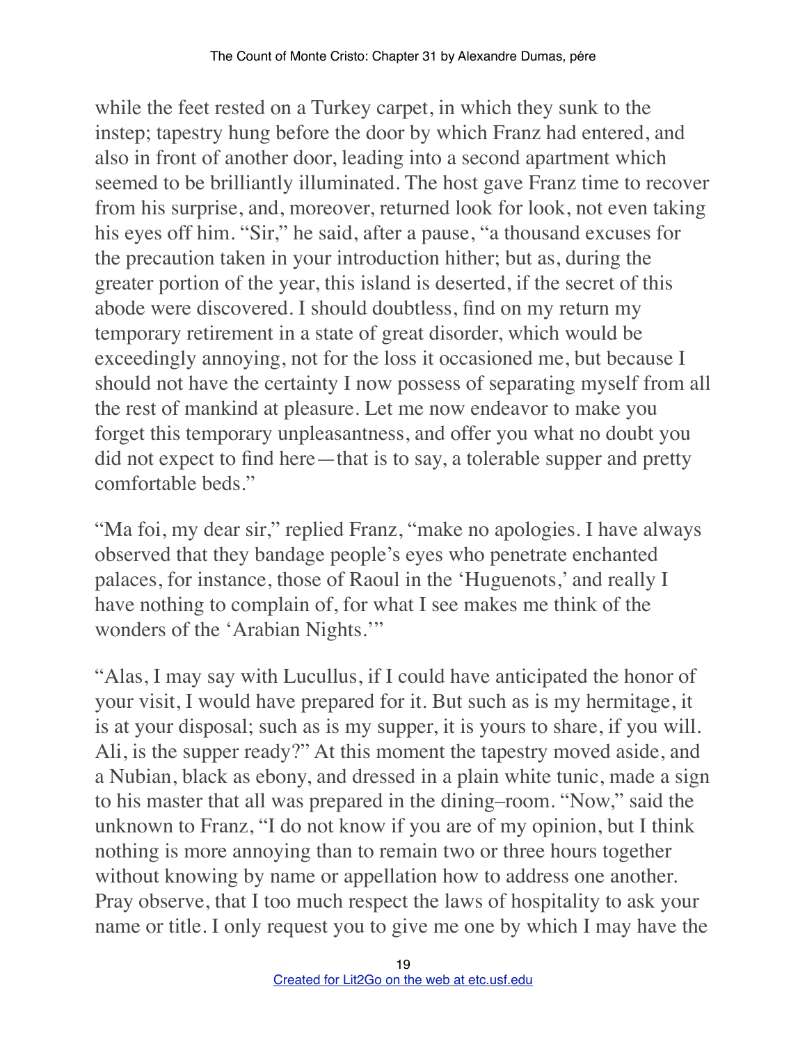while the feet rested on a Turkey carpet, in which they sunk to the instep; tapestry hung before the door by which Franz had entered, and also in front of another door, leading into a second apartment which seemed to be brilliantly illuminated. The host gave Franz time to recover from his surprise, and, moreover, returned look for look, not even taking his eyes off him. "Sir," he said, after a pause, "a thousand excuses for the precaution taken in your introduction hither; but as, during the greater portion of the year, this island is deserted, if the secret of this abode were discovered. I should doubtless, find on my return my temporary retirement in a state of great disorder, which would be exceedingly annoying, not for the loss it occasioned me, but because I should not have the certainty I now possess of separating myself from all the rest of mankind at pleasure. Let me now endeavor to make you forget this temporary unpleasantness, and offer you what no doubt you did not expect to find here—that is to say, a tolerable supper and pretty comfortable beds."

"Ma foi, my dear sir," replied Franz, "make no apologies. I have always observed that they bandage people's eyes who penetrate enchanted palaces, for instance, those of Raoul in the 'Huguenots,' and really I have nothing to complain of, for what I see makes me think of the wonders of the 'Arabian Nights.'"

"Alas, I may say with Lucullus, if I could have anticipated the honor of your visit, I would have prepared for it. But such as is my hermitage, it is at your disposal; such as is my supper, it is yours to share, if you will. Ali, is the supper ready?" At this moment the tapestry moved aside, and a Nubian, black as ebony, and dressed in a plain white tunic, made a sign to his master that all was prepared in the dining–room. "Now," said the unknown to Franz, "I do not know if you are of my opinion, but I think nothing is more annoying than to remain two or three hours together without knowing by name or appellation how to address one another. Pray observe, that I too much respect the laws of hospitality to ask your name or title. I only request you to give me one by which I may have the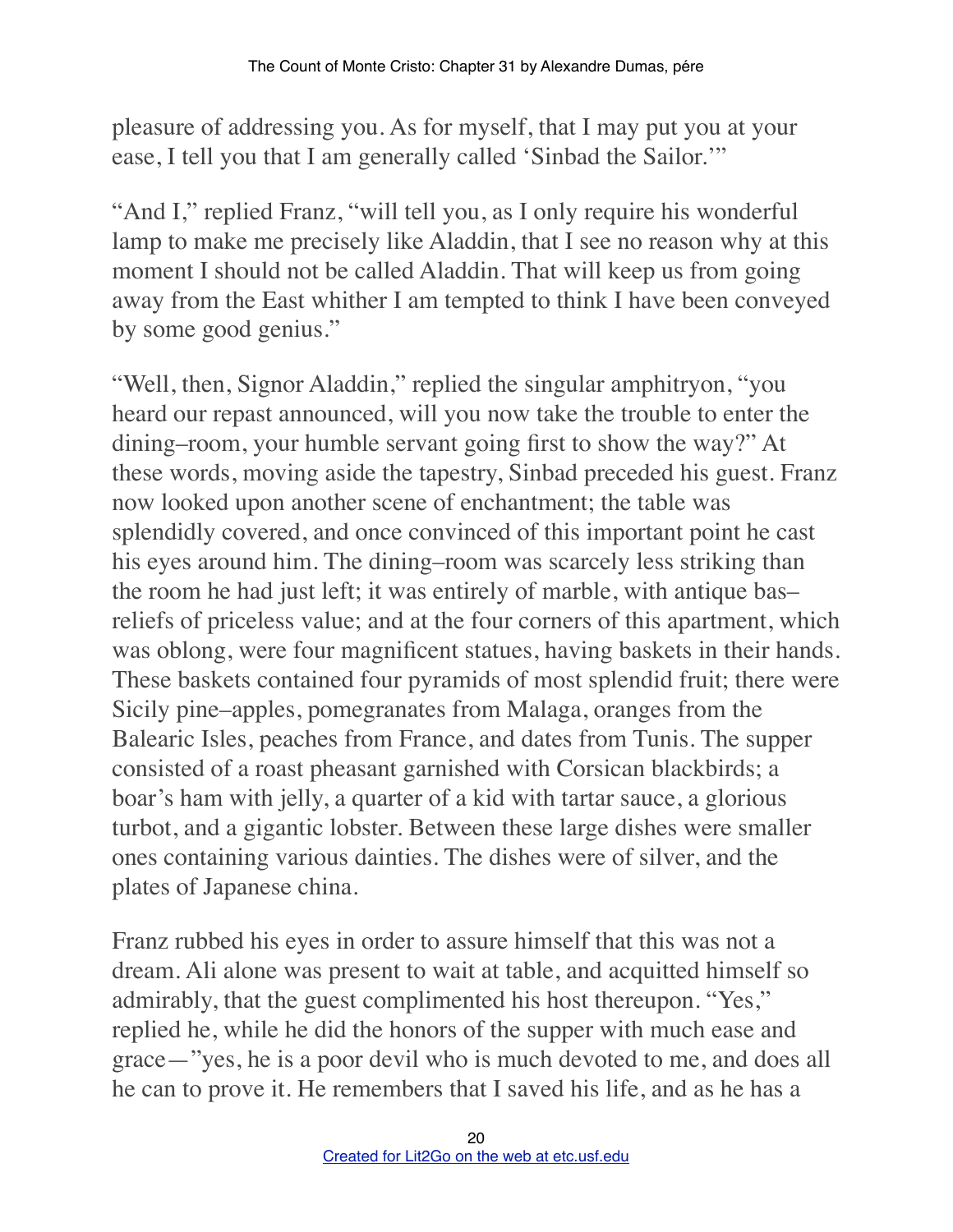pleasure of addressing you. As for myself, that I may put you at your ease, I tell you that I am generally called 'Sinbad the Sailor.'"

"And I," replied Franz, "will tell you, as I only require his wonderful lamp to make me precisely like Aladdin, that I see no reason why at this moment I should not be called Aladdin. That will keep us from going away from the East whither I am tempted to think I have been conveyed by some good genius."

"Well, then, Signor Aladdin," replied the singular amphitryon, "you heard our repast announced, will you now take the trouble to enter the dining–room, your humble servant going first to show the way?" At these words, moving aside the tapestry, Sinbad preceded his guest. Franz now looked upon another scene of enchantment; the table was splendidly covered, and once convinced of this important point he cast his eyes around him. The dining–room was scarcely less striking than the room he had just left; it was entirely of marble, with antique bas–reliefs of priceless value; and at the four corners of this apartment, which was oblong, were four magnificent statues, having baskets in their hands. These baskets contained four pyramids of most splendid fruit; there were Sicily pine–apples, pomegranates from Malaga, oranges from the Balearic Isles, peaches from France, and dates from Tunis. The supper consisted of a roast pheasant garnished with Corsican blackbirds; a boar's ham with jelly, a quarter of a kid with tartar sauce, a glorious turbot, and a gigantic lobster. Between these large dishes were smaller ones containing various dainties. The dishes were of silver, and the plates of Japanese china.

Franz rubbed his eyes in order to assure himself that this was not a dream. Ali alone was present to wait at table, and acquitted himself so admirably, that the guest complimented his host thereupon. "Yes," replied he, while he did the honors of the supper with much ease and grace—"yes, he is a poor devil who is much devoted to me, and does all he can to prove it. He remembers that I saved his life, and as he has a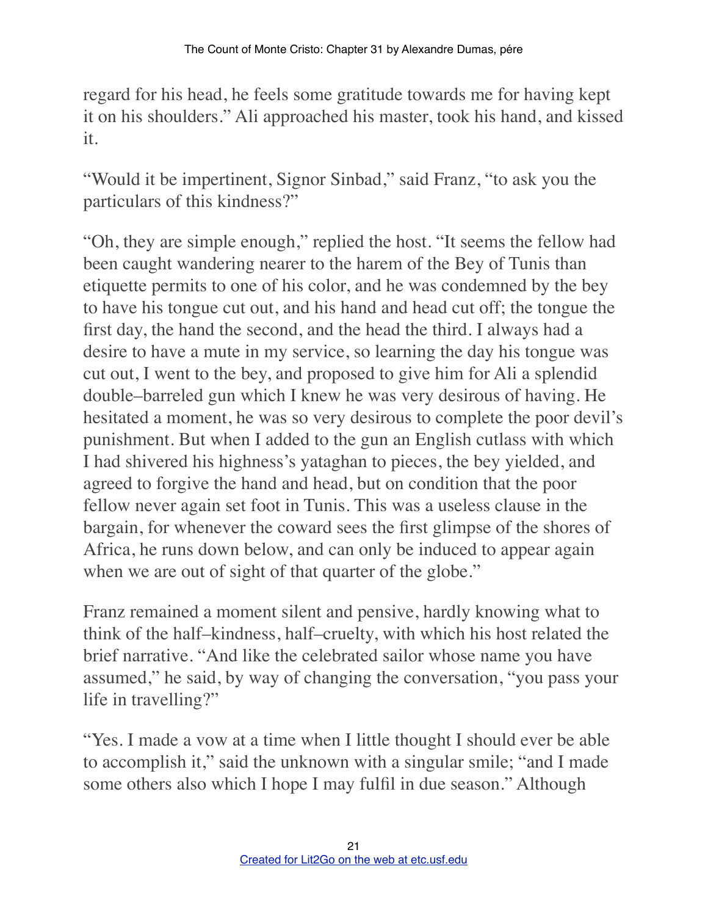regard for his head, he feels some gratitude towards me for having kept it on his shoulders." Ali approached his master, took his hand, and kissed it.

"Would it be impertinent, Signor Sinbad," said Franz, "to ask you the particulars of this kindness?"

"Oh, they are simple enough," replied the host. "It seems the fellow had been caught wandering nearer to the harem of the Bey of Tunis than etiquette permits to one of his color, and he was condemned by the bey to have his tongue cut out, and his hand and head cut off; the tongue the first day, the hand the second, and the head the third. I always had a desire to have a mute in my service, so learning the day his tongue was cut out, I went to the bey, and proposed to give him for Ali a splendid double–barreled gun which I knew he was very desirous of having. He hesitated a moment, he was so very desirous to complete the poor devil's punishment. But when I added to the gun an English cutlass with which I had shivered his highness's yataghan to pieces, the bey yielded, and agreed to forgive the hand and head, but on condition that the poor fellow never again set foot in Tunis. This was a useless clause in the bargain, for whenever the coward sees the first glimpse of the shores of Africa, he runs down below, and can only be induced to appear again when we are out of sight of that quarter of the globe."

Franz remained a moment silent and pensive, hardly knowing what to think of the half–kindness, half–cruelty, with which his host related the brief narrative. "And like the celebrated sailor whose name you have assumed," he said, by way of changing the conversation, "you pass your life in travelling?"

"Yes. I made a vow at a time when I little thought I should ever be able to accomplish it," said the unknown with a singular smile; "and I made some others also which I hope I may fulfil in due season." Although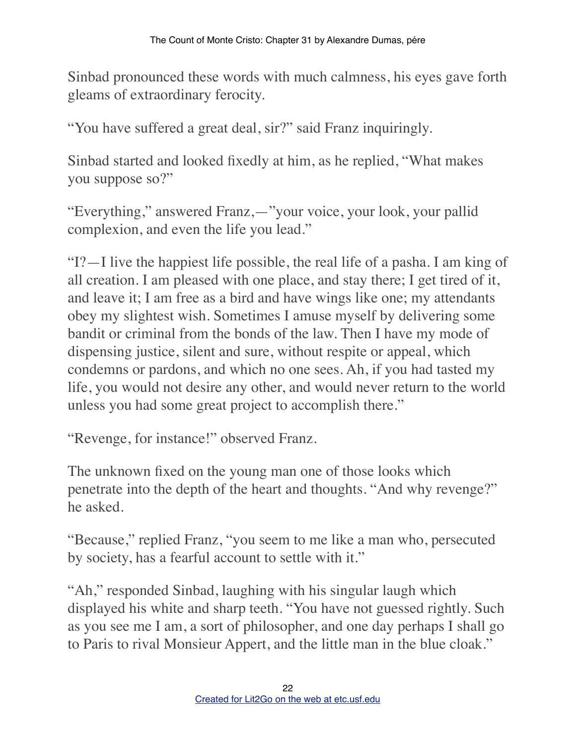Sinbad pronounced these words with much calmness, his eyes gave forth gleams of extraordinary ferocity.

"You have suffered a great deal, sir?" said Franz inquiringly.

Sinbad started and looked fixedly at him, as he replied, "What makes you suppose so?"

"Everything," answered Franz,—"your voice, your look, your pallid complexion, and even the life you lead."

"I?—I live the happiest life possible, the real life of a pasha. I am king of all creation. I am pleased with one place, and stay there; I get tired of it, and leave it; I am free as a bird and have wings like one; my attendants obey my slightest wish. Sometimes I amuse myself by delivering some bandit or criminal from the bonds of the law. Then I have my mode of dispensing justice, silent and sure, without respite or appeal, which condemns or pardons, and which no one sees. Ah, if you had tasted my life, you would not desire any other, and would never return to the world unless you had some great project to accomplish there."

"Revenge, for instance!" observed Franz.

The unknown fixed on the young man one of those looks which penetrate into the depth of the heart and thoughts. "And why revenge?" he asked.

"Because," replied Franz, "you seem to me like a man who, persecuted by society, has a fearful account to settle with it."

"Ah," responded Sinbad, laughing with his singular laugh which displayed his white and sharp teeth. "You have not guessed rightly. Such as you see me I am, a sort of philosopher, and one day perhaps I shall go to Paris to rival Monsieur Appert, and the little man in the blue cloak."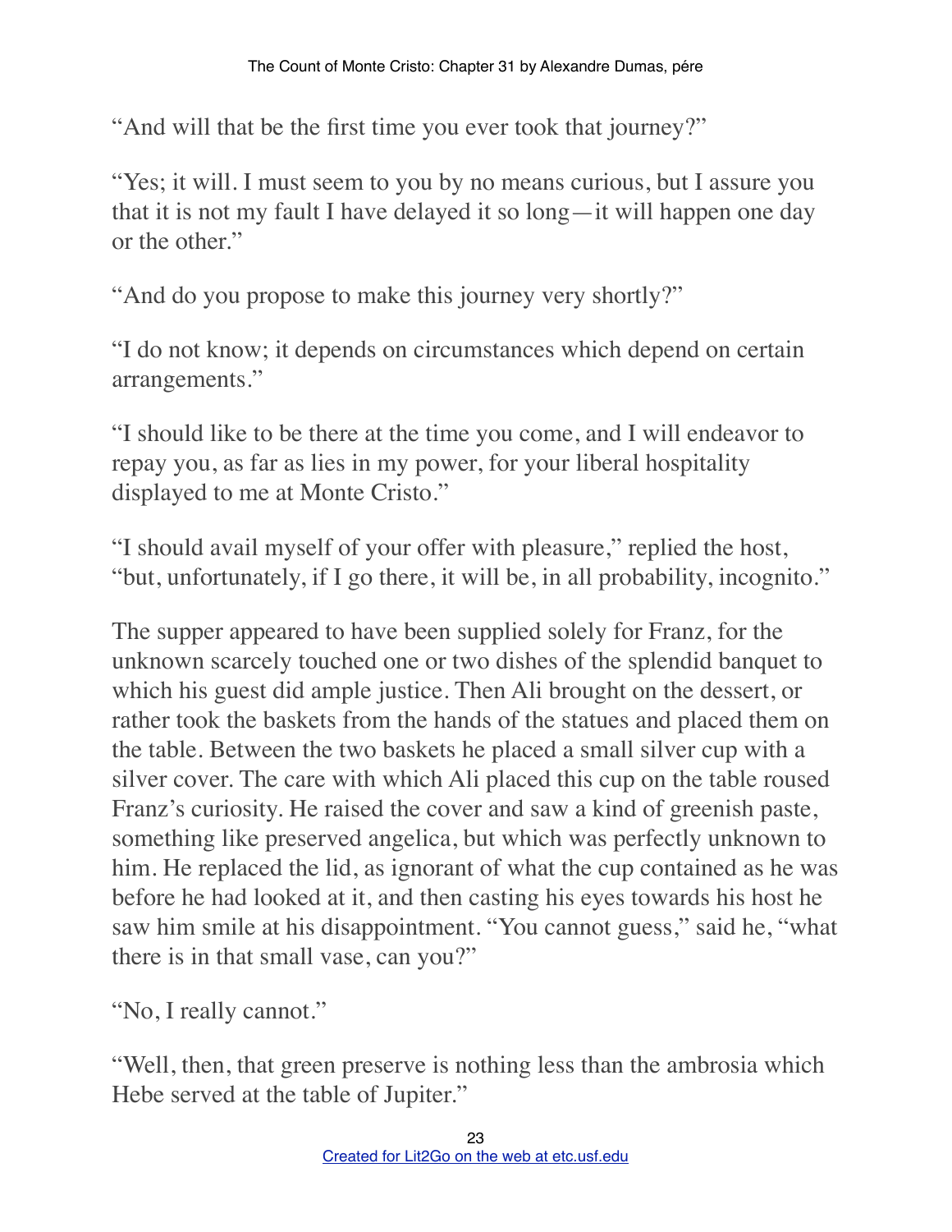"And will that be the first time you ever took that journey?"

"Yes; it will. I must seem to you by no means curious, but I assure you that it is not my fault I have delayed it so long—it will happen one day or the other."

"And do you propose to make this journey very shortly?"

"I do not know; it depends on circumstances which depend on certain arrangements."

"I should like to be there at the time you come, and I will endeavor to repay you, as far as lies in my power, for your liberal hospitality displayed to me at Monte Cristo."

"I should avail myself of your offer with pleasure," replied the host, "but, unfortunately, if I go there, it will be, in all probability, incognito."

The supper appeared to have been supplied solely for Franz, for the unknown scarcely touched one or two dishes of the splendid banquet to which his guest did ample justice. Then Ali brought on the dessert, or rather took the baskets from the hands of the statues and placed them on the table. Between the two baskets he placed a small silver cup with a silver cover. The care with which Ali placed this cup on the table roused Franz's curiosity. He raised the cover and saw a kind of greenish paste, something like preserved angelica, but which was perfectly unknown to him. He replaced the lid, as ignorant of what the cup contained as he was before he had looked at it, and then casting his eyes towards his host he saw him smile at his disappointment. "You cannot guess," said he, "what there is in that small vase, can you?"

"No, I really cannot."

"Well, then, that green preserve is nothing less than the ambrosia which Hebe served at the table of Jupiter."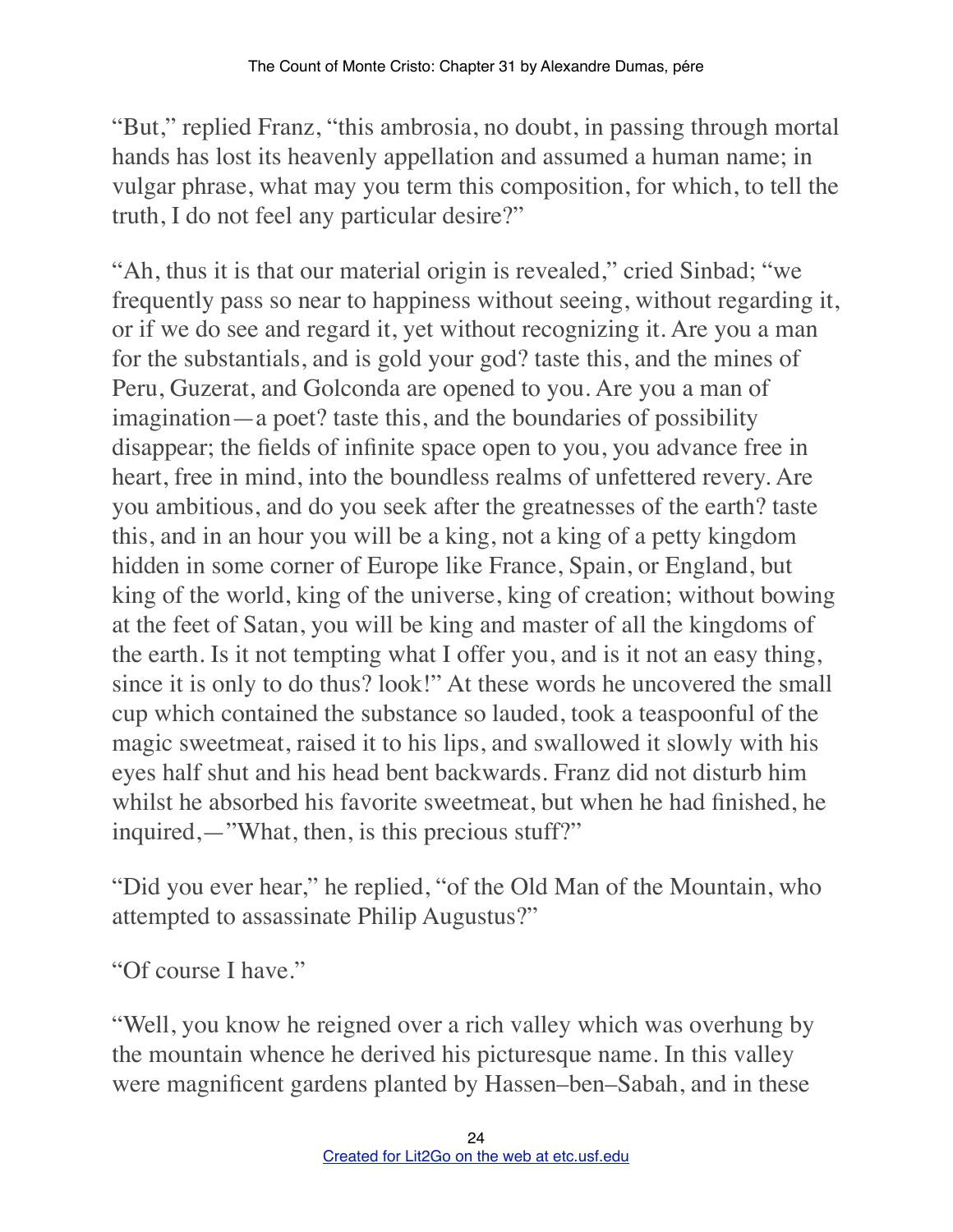"But," replied Franz, "this ambrosia, no doubt, in passing through mortal hands has lost its heavenly appellation and assumed a human name; in vulgar phrase, what may you term this composition, for which, to tell the truth, I do not feel any particular desire?"

"Ah, thus it is that our material origin is revealed," cried Sinbad; "we frequently pass so near to happiness without seeing, without regarding it, or if we do see and regard it, yet without recognizing it. Are you a man for the substantials, and is gold your god? taste this, and the mines of Peru, Guzerat, and Golconda are opened to you. Are you a man of imagination—a poet? taste this, and the boundaries of possibility disappear; the fields of infinite space open to you, you advance free in heart, free in mind, into the boundless realms of unfettered revery. Are you ambitious, and do you seek after the greatnesses of the earth? taste this, and in an hour you will be a king, not a king of a petty kingdom hidden in some corner of Europe like France, Spain, or England, but king of the world, king of the universe, king of creation; without bowing at the feet of Satan, you will be king and master of all the kingdoms of the earth. Is it not tempting what I offer you, and is it not an easy thing, since it is only to do thus? look!" At these words he uncovered the small cup which contained the substance so lauded, took a teaspoonful of the magic sweetmeat, raised it to his lips, and swallowed it slowly with his eyes half shut and his head bent backwards. Franz did not disturb him whilst he absorbed his favorite sweetmeat, but when he had finished, he inquired,—"What, then, is this precious stuff?"

"Did you ever hear," he replied, "of the Old Man of the Mountain, who attempted to assassinate Philip Augustus?"

"Of course I have."

"Well, you know he reigned over a rich valley which was overhung by the mountain whence he derived his picturesque name. In this valley were magnificent gardens planted by Hassen–ben–Sabah, and in these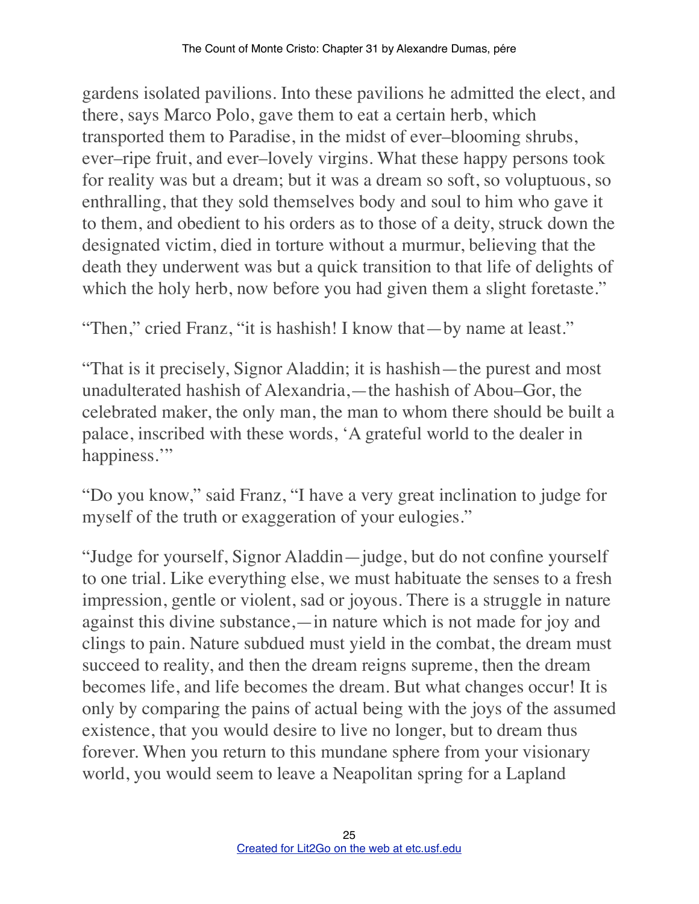gardens isolated pavilions. Into these pavilions he admitted the elect, and there, says Marco Polo, gave them to eat a certain herb, which transported them to Paradise, in the midst of ever–blooming shrubs, ever–ripe fruit, and ever–lovely virgins. What these happy persons took for reality was but a dream; but it was a dream so soft, so voluptuous, so enthralling, that they sold themselves body and soul to him who gave it to them, and obedient to his orders as to those of a deity, struck down the designated victim, died in torture without a murmur, believing that the death they underwent was but a quick transition to that life of delights of which the holy herb, now before you had given them a slight foretaste."

"Then," cried Franz, "it is hashish! I know that—by name at least."

"That is it precisely, Signor Aladdin; it is hashish—the purest and most unadulterated hashish of Alexandria,—the hashish of Abou–Gor, the celebrated maker, the only man, the man to whom there should be built a palace, inscribed with these words, 'A grateful world to the dealer in happiness.'"

"Do you know," said Franz, "I have a very great inclination to judge for myself of the truth or exaggeration of your eulogies."

"Judge for yourself, Signor Aladdin—judge, but do not confine yourself to one trial. Like everything else, we must habituate the senses to a fresh impression, gentle or violent, sad or joyous. There is a struggle in nature against this divine substance,—in nature which is not made for joy and clings to pain. Nature subdued must yield in the combat, the dream must succeed to reality, and then the dream reigns supreme, then the dream becomes life, and life becomes the dream. But what changes occur! It is only by comparing the pains of actual being with the joys of the assumed existence, that you would desire to live no longer, but to dream thus forever. When you return to this mundane sphere from your visionary world, you would seem to leave a Neapolitan spring for a Lapland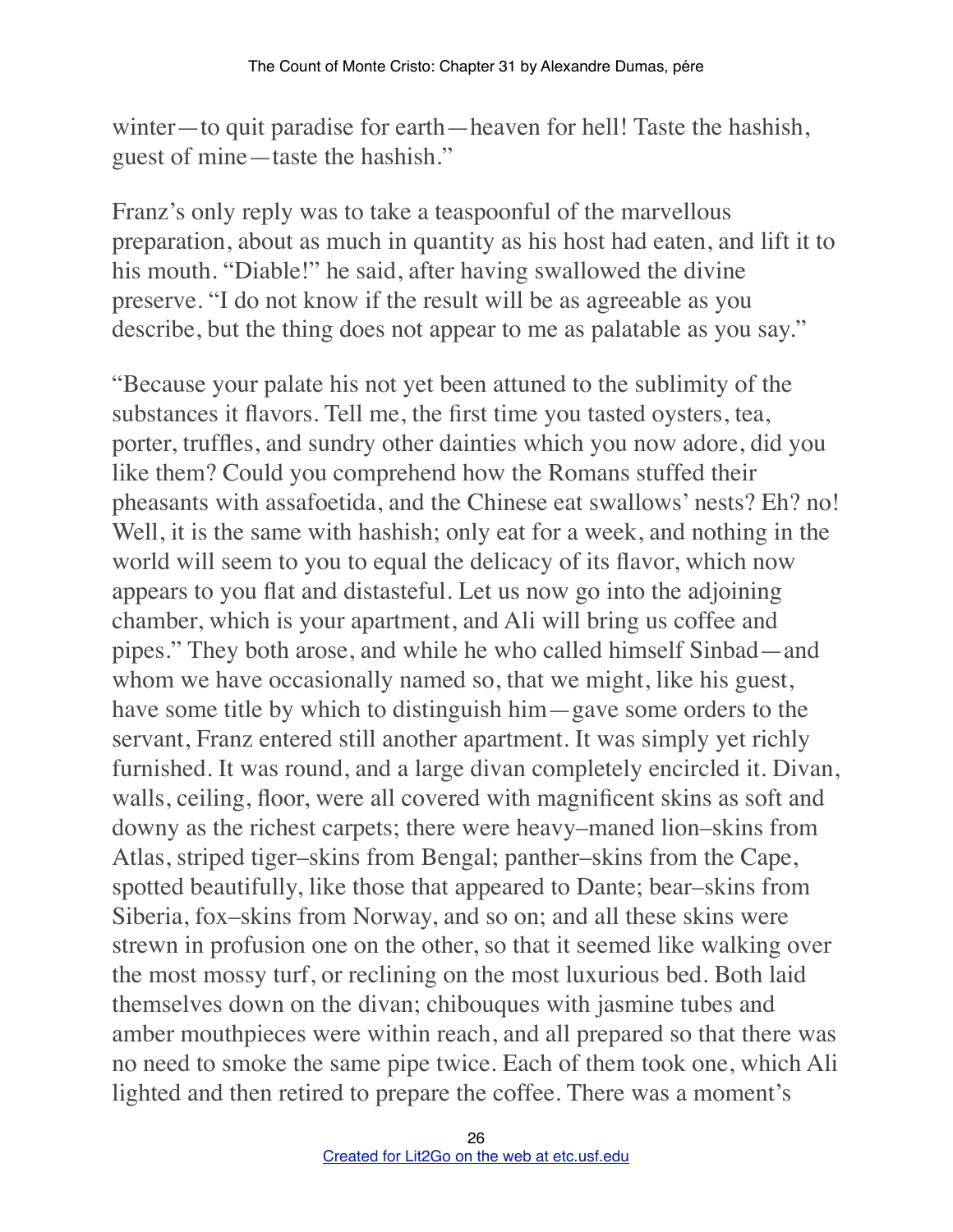winter—to quit paradise for earth—heaven for hell! Taste the hashish, guest of mine—taste the hashish."

Franz's only reply was to take a teaspoonful of the marvellous preparation, about as much in quantity as his host had eaten, and lift it to his mouth. "Diable!" he said, after having swallowed the divine preserve. "I do not know if the result will be as agreeable as you describe, but the thing does not appear to me as palatable as you say."

"Because your palate his not yet been attuned to the sublimity of the substances it flavors. Tell me, the first time you tasted oysters, tea, porter, truffles, and sundry other dainties which you now adore, did you like them? Could you comprehend how the Romans stuffed their pheasants with assafoetida, and the Chinese eat swallows' nests? Eh? no! Well, it is the same with hashish; only eat for a week, and nothing in the world will seem to you to equal the delicacy of its flavor, which now appears to you flat and distasteful. Let us now go into the adjoining chamber, which is your apartment, and Ali will bring us coffee and pipes." They both arose, and while he who called himself Sinbad—and whom we have occasionally named so, that we might, like his guest, have some title by which to distinguish him—gave some orders to the servant, Franz entered still another apartment. It was simply yet richly furnished. It was round, and a large divan completely encircled it. Divan, walls, ceiling, floor, were all covered with magnificent skins as soft and downy as the richest carpets; there were heavy–maned lion–skins from Atlas, striped tiger–skins from Bengal; panther–skins from the Cape, spotted beautifully, like those that appeared to Dante; bear–skins from Siberia, fox–skins from Norway, and so on; and all these skins were strewn in profusion one on the other, so that it seemed like walking over the most mossy turf, or reclining on the most luxurious bed. Both laid themselves down on the divan; chibouques with jasmine tubes and amber mouthpieces were within reach, and all prepared so that there was no need to smoke the same pipe twice. Each of them took one, which Ali lighted and then retired to prepare the coffee. There was a moment's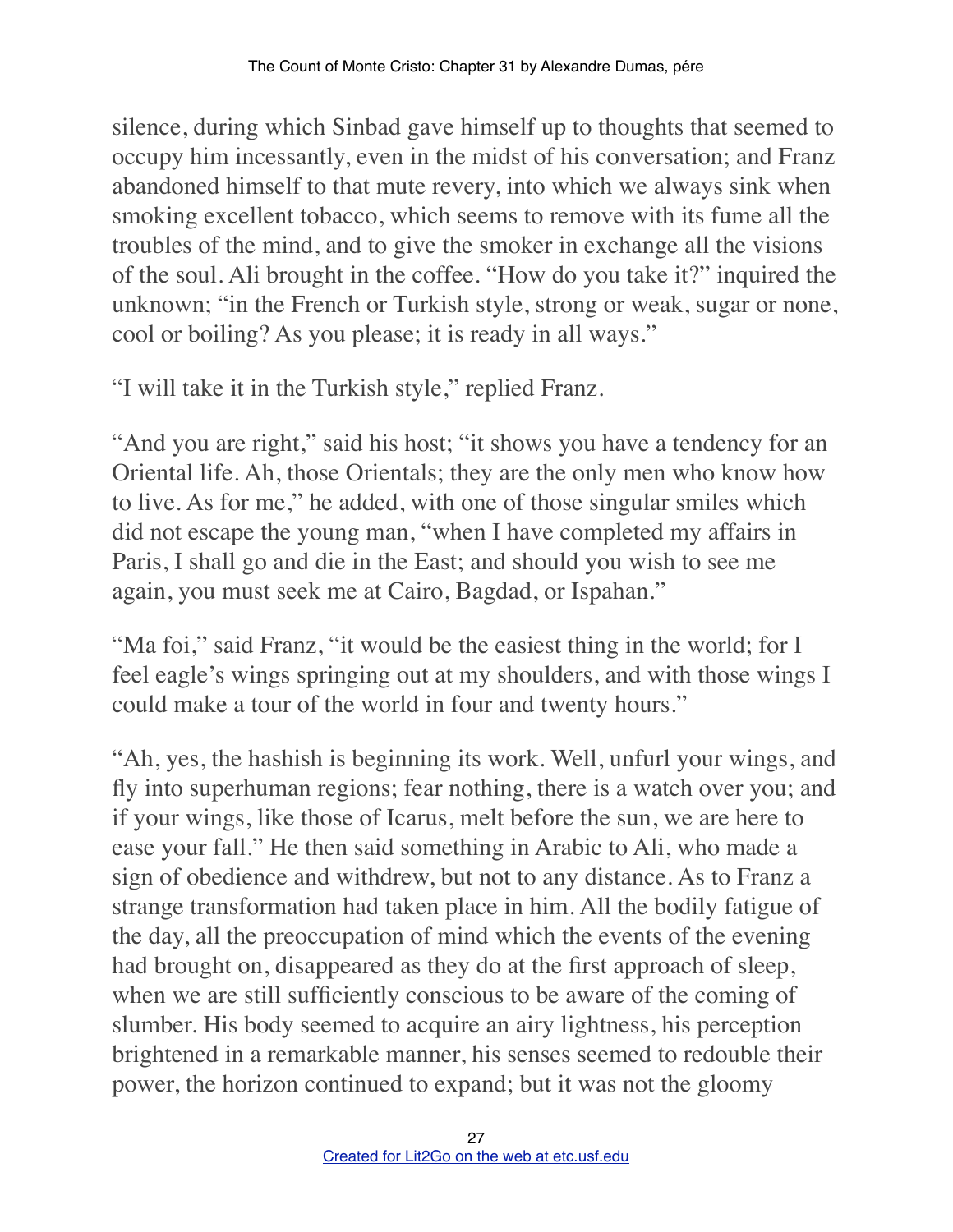silence, during which Sinbad gave himself up to thoughts that seemed to occupy him incessantly, even in the midst of his conversation; and Franz abandoned himself to that mute revery, into which we always sink when smoking excellent tobacco, which seems to remove with its fume all the troubles of the mind, and to give the smoker in exchange all the visions of the soul. Ali brought in the coffee. "How do you take it?" inquired the unknown; "in the French or Turkish style, strong or weak, sugar or none, cool or boiling? As you please; it is ready in all ways."

"I will take it in the Turkish style," replied Franz.

"And you are right," said his host; "it shows you have a tendency for an Oriental life. Ah, those Orientals; they are the only men who know how to live. As for me," he added, with one of those singular smiles which did not escape the young man, "when I have completed my affairs in Paris, I shall go and die in the East; and should you wish to see me again, you must seek me at Cairo, Bagdad, or Ispahan."

"Ma foi," said Franz, "it would be the easiest thing in the world; for I feel eagle's wings springing out at my shoulders, and with those wings I could make a tour of the world in four and twenty hours."

"Ah, yes, the hashish is beginning its work. Well, unfurl your wings, and fly into superhuman regions; fear nothing, there is a watch over you; and if your wings, like those of Icarus, melt before the sun, we are here to ease your fall." He then said something in Arabic to Ali, who made a sign of obedience and withdrew, but not to any distance. As to Franz a strange transformation had taken place in him. All the bodily fatigue of the day, all the preoccupation of mind which the events of the evening had brought on, disappeared as they do at the first approach of sleep, when we are still sufficiently conscious to be aware of the coming of slumber. His body seemed to acquire an airy lightness, his perception brightened in a remarkable manner, his senses seemed to redouble their power, the horizon continued to expand; but it was not the gloomy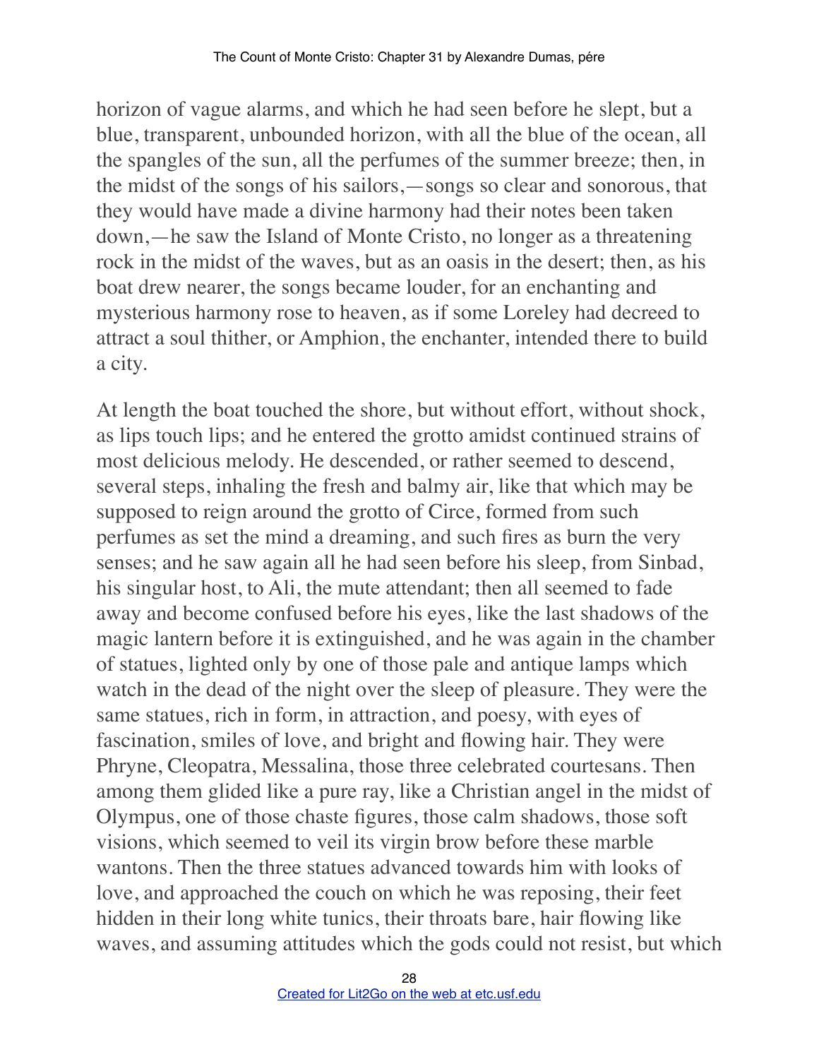horizon of vague alarms, and which he had seen before he slept, but a blue, transparent, unbounded horizon, with all the blue of the ocean, all the spangles of the sun, all the perfumes of the summer breeze; then, in the midst of the songs of his sailors,—songs so clear and sonorous, that they would have made a divine harmony had their notes been taken down,—he saw the Island of Monte Cristo, no longer as a threatening rock in the midst of the waves, but as an oasis in the desert; then, as his boat drew nearer, the songs became louder, for an enchanting and mysterious harmony rose to heaven, as if some Loreley had decreed to attract a soul thither, or Amphion, the enchanter, intended there to build a city.

At length the boat touched the shore, but without effort, without shock, as lips touch lips; and he entered the grotto amidst continued strains of most delicious melody. He descended, or rather seemed to descend, several steps, inhaling the fresh and balmy air, like that which may be supposed to reign around the grotto of Circe, formed from such perfumes as set the mind a dreaming, and such fires as burn the very senses; and he saw again all he had seen before his sleep, from Sinbad, his singular host, to Ali, the mute attendant; then all seemed to fade away and become confused before his eyes, like the last shadows of the magic lantern before it is extinguished, and he was again in the chamber of statues, lighted only by one of those pale and antique lamps which watch in the dead of the night over the sleep of pleasure. They were the same statues, rich in form, in attraction, and poesy, with eyes of fascination, smiles of love, and bright and flowing hair. They were Phryne, Cleopatra, Messalina, those three celebrated courtesans. Then among them glided like a pure ray, like a Christian angel in the midst of Olympus, one of those chaste figures, those calm shadows, those soft visions, which seemed to veil its virgin brow before these marble wantons. Then the three statues advanced towards him with looks of love, and approached the couch on which he was reposing, their feet hidden in their long white tunics, their throats bare, hair flowing like waves, and assuming attitudes which the gods could not resist, but which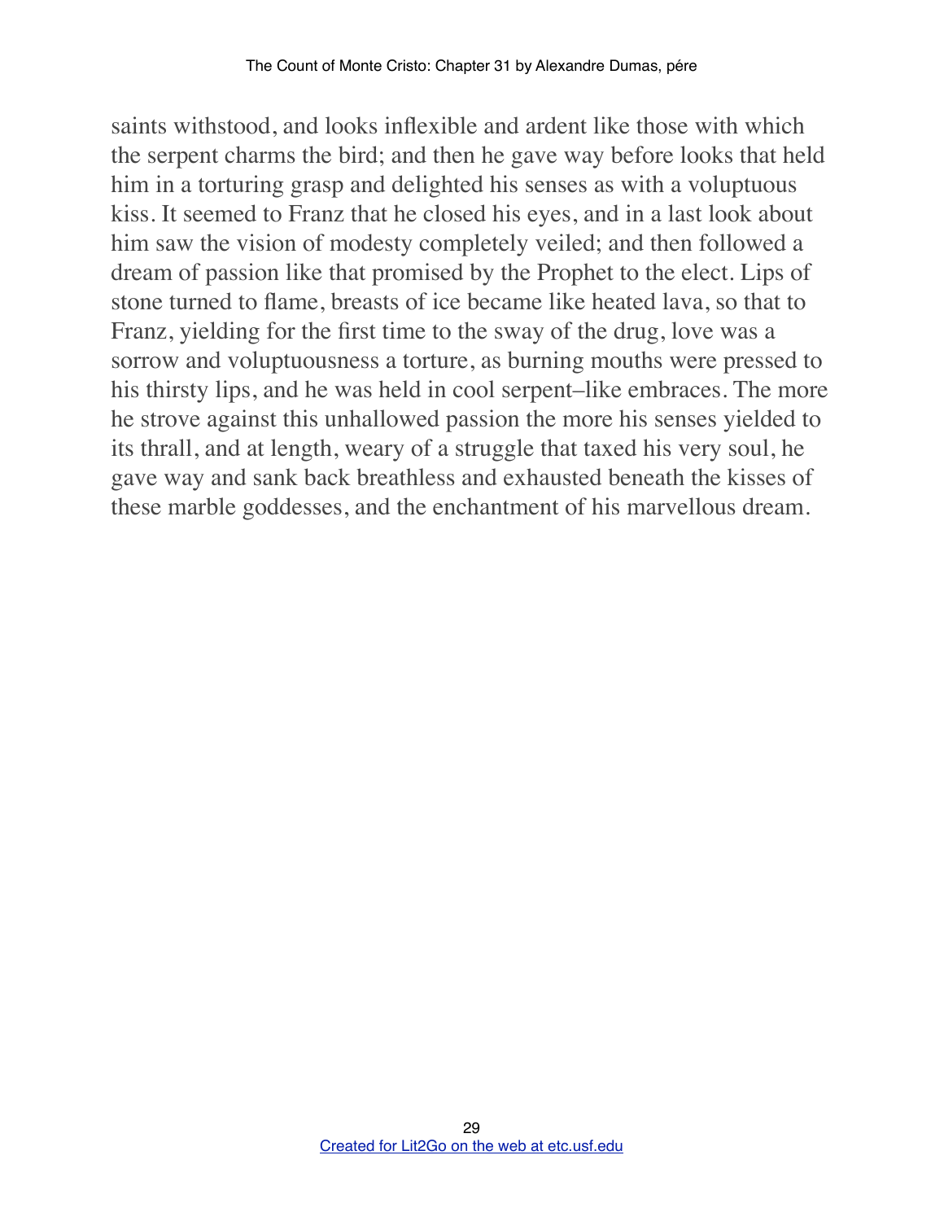saints withstood, and looks inflexible and ardent like those with which the serpent charms the bird; and then he gave way before looks that held him in a torturing grasp and delighted his senses as with a voluptuous kiss. It seemed to Franz that he closed his eyes, and in a last look about him saw the vision of modesty completely veiled; and then followed a dream of passion like that promised by the Prophet to the elect. Lips of stone turned to flame, breasts of ice became like heated lava, so that to Franz, yielding for the first time to the sway of the drug, love was a sorrow and voluptuousness a torture, as burning mouths were pressed to his thirsty lips, and he was held in cool serpent–like embraces. The more he strove against this unhallowed passion the more his senses yielded to its thrall, and at length, weary of a struggle that taxed his very soul, he gave way and sank back breathless and exhausted beneath the kisses of these marble goddesses, and the enchantment of his marvellous dream.